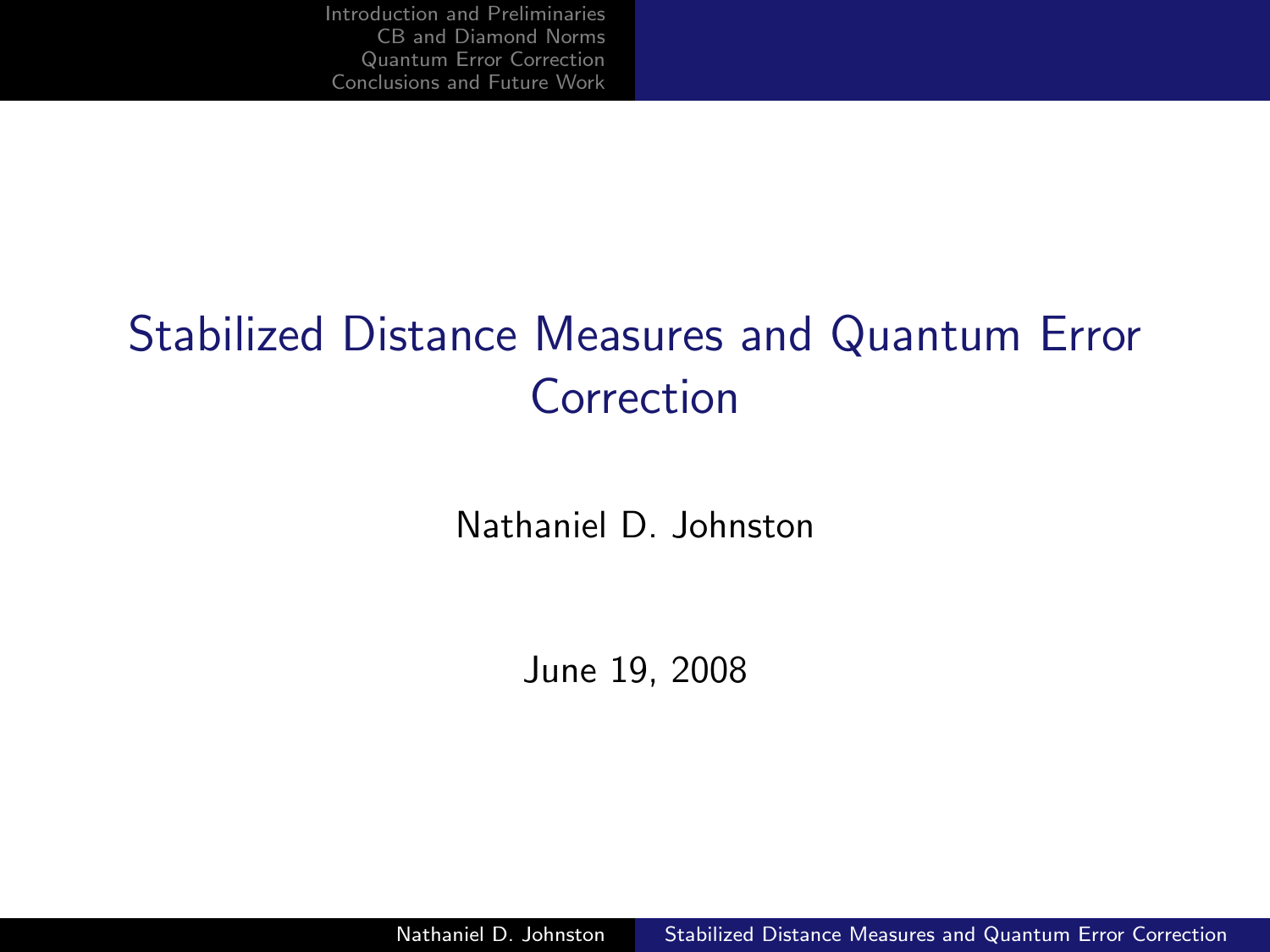# Stabilized Distance Measures and Quantum Error Correction

Nathaniel D. Johnston

June 19, 2008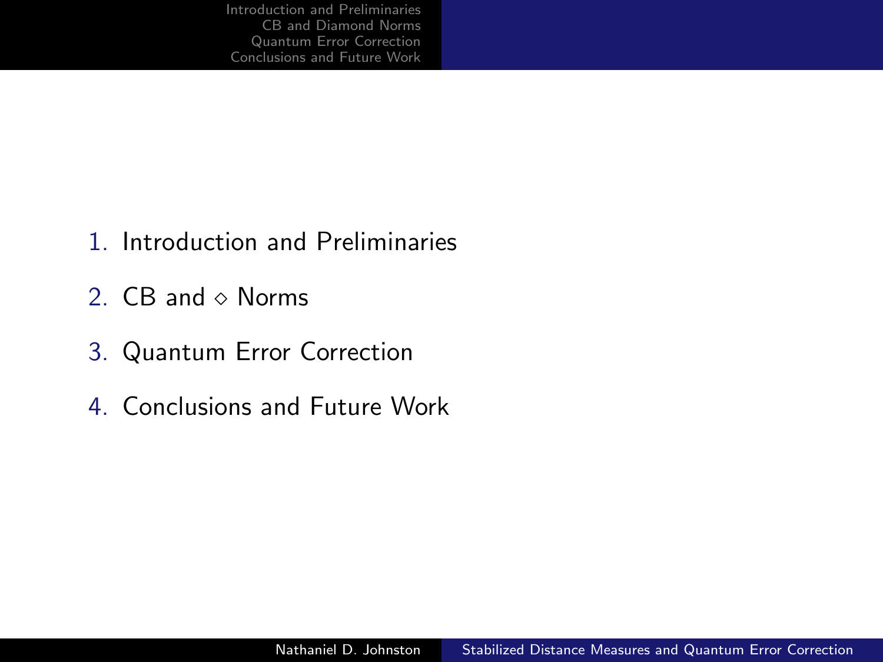1. Introduction and Preliminaries
2. CB and $\diamond$ Norms
3. Quantum Error Correction
4. Conclusions and Future Work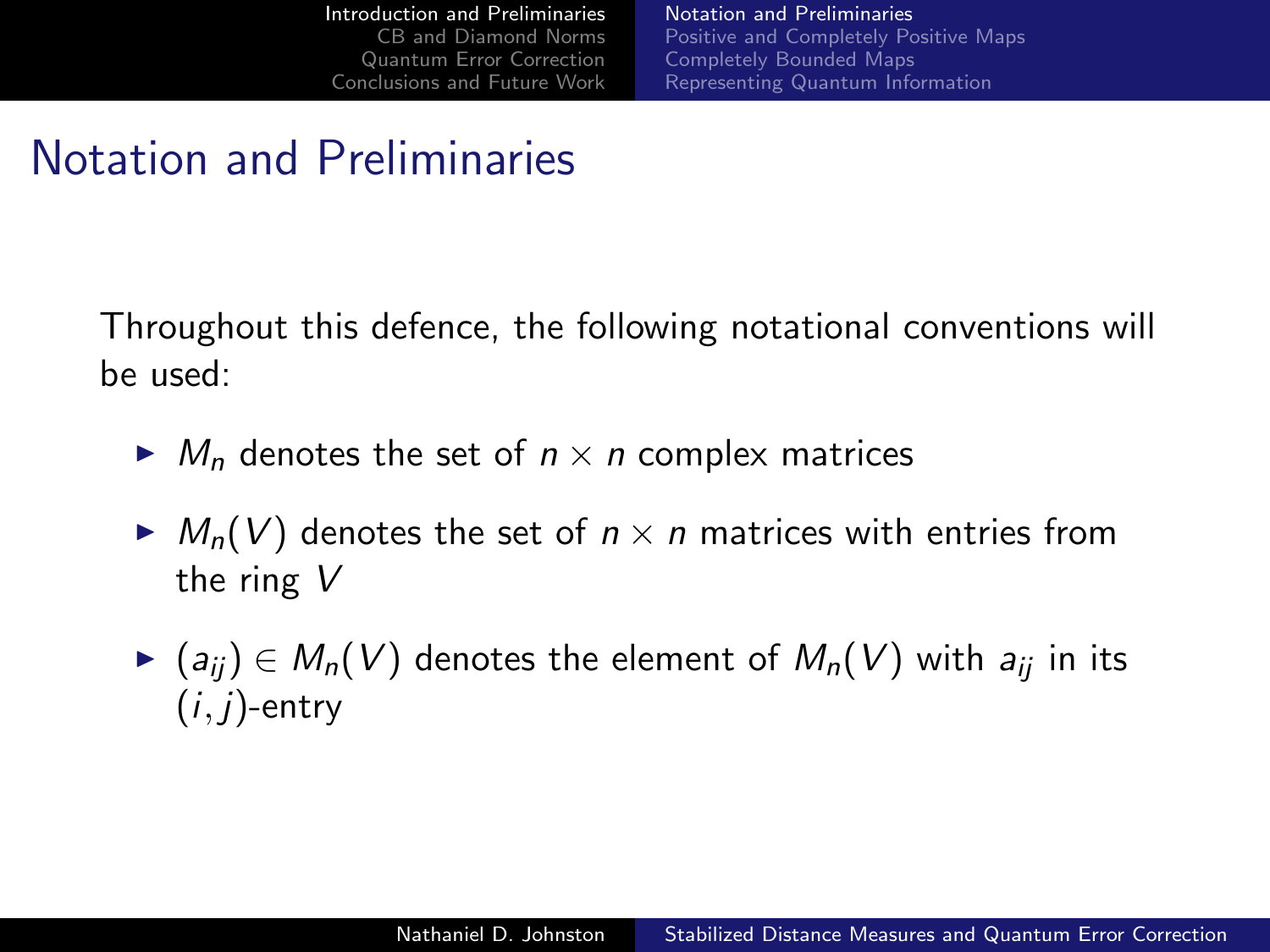# Notation and Preliminaries

Throughout this defence, the following notational conventions will be used:

- $M_n$ denotes the set of $n \times n$ complex matrices
- $M_n(V)$ denotes the set of $n \times n$ matrices with entries from the ring $V$
- $(a_{ij}) \in M_n(V)$ denotes the element of $M_n(V)$ with $a_{ij}$ in its $(i, j)$-entry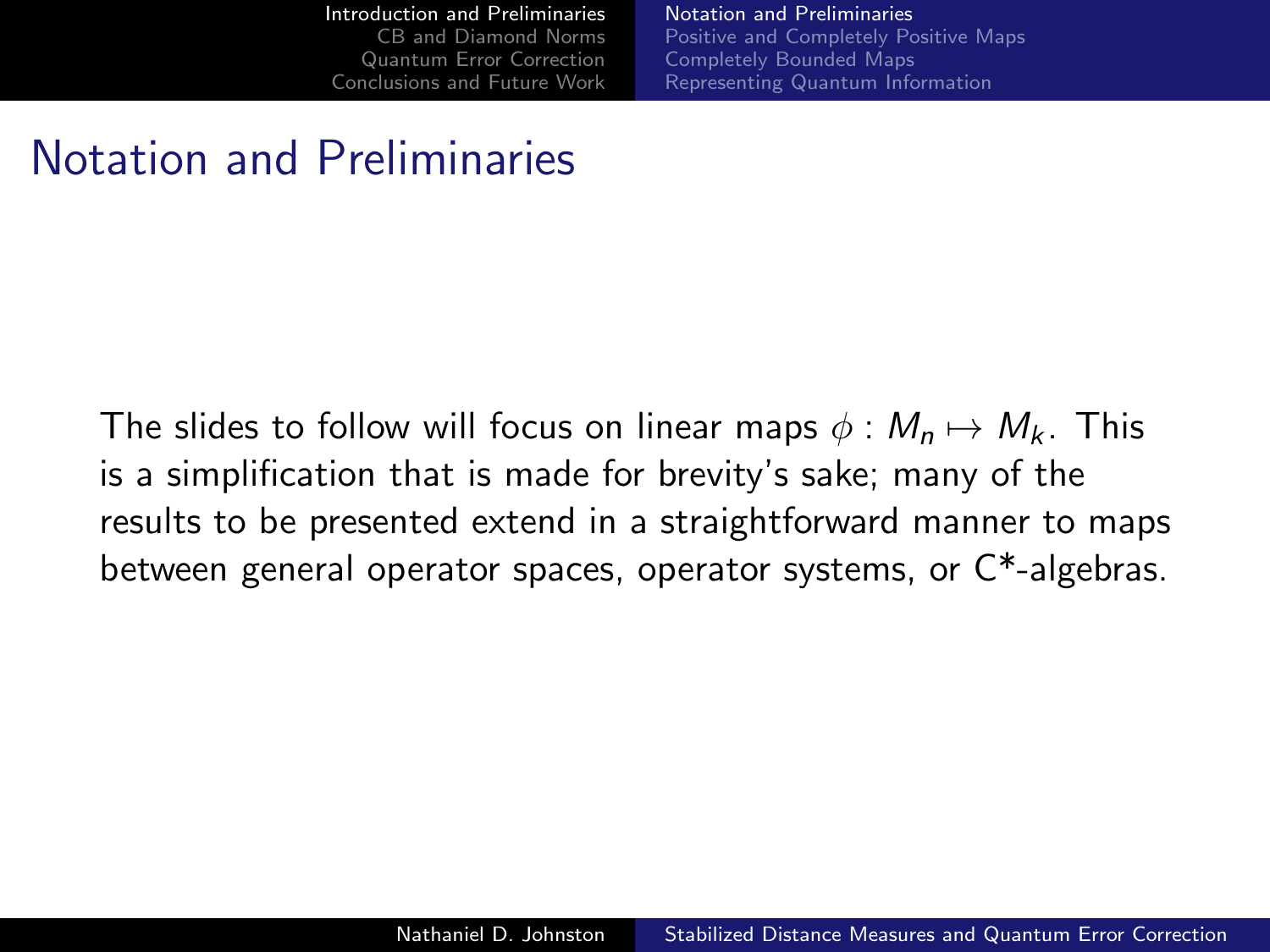# Notation and Preliminaries

The slides to follow will focus on linear maps $\phi : M_n \mapsto M_k$. This is a simplification that is made for brevity's sake; many of the results to be presented extend in a straightforward manner to maps between general operator spaces, operator systems, or C*-algebras.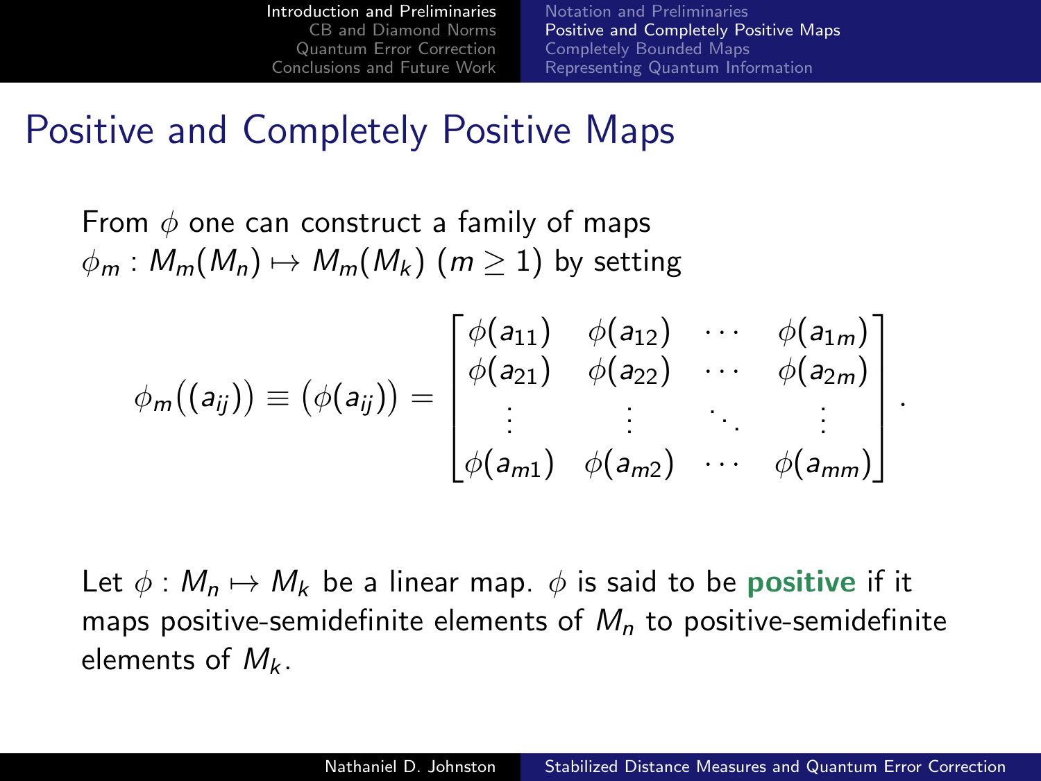# Positive and Completely Positive Maps

From $\phi$ one can construct a family of maps $\phi_m : M_m(M_n) \mapsto M_m(M_k)$ ($m \geq 1$) by setting

$$\phi_m\big((a_{ij})\big) \equiv \big(\phi(a_{ij})\big) = \begin{bmatrix} \phi(a_{11}) & \phi(a_{12}) & \cdots & \phi(a_{1m}) \\ \phi(a_{21}) & \phi(a_{22}) & \cdots & \phi(a_{2m}) \\ \vdots & \vdots & \ddots & \vdots \\ \phi(a_{m1}) & \phi(a_{m2}) & \cdots & \phi(a_{mm}) \end{bmatrix}.$$

Let $\phi : M_n \mapsto M_k$ be a linear map. $\phi$ is said to be **positive** if it maps positive-semidefinite elements of $M_n$ to positive-semidefinite elements of $M_k$.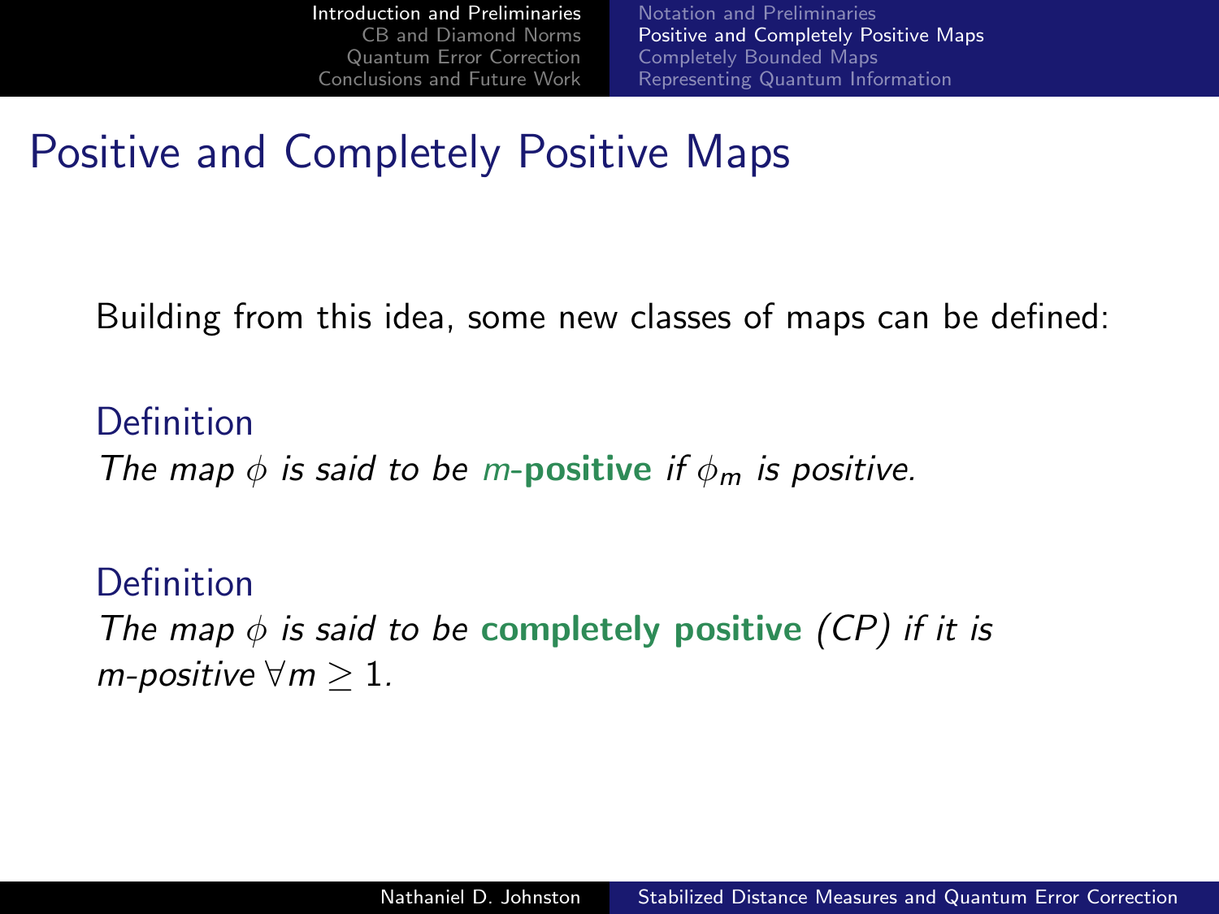# Positive and Completely Positive Maps

Building from this idea, some new classes of maps can be defined:

**Definition**
*The map $\phi$ is said to be* $m$-**positive** *if $\phi_m$ is positive.*

**Definition**
*The map $\phi$ is said to be* **completely positive** *(CP) if it is $m$-positive $\forall m \geq 1$.*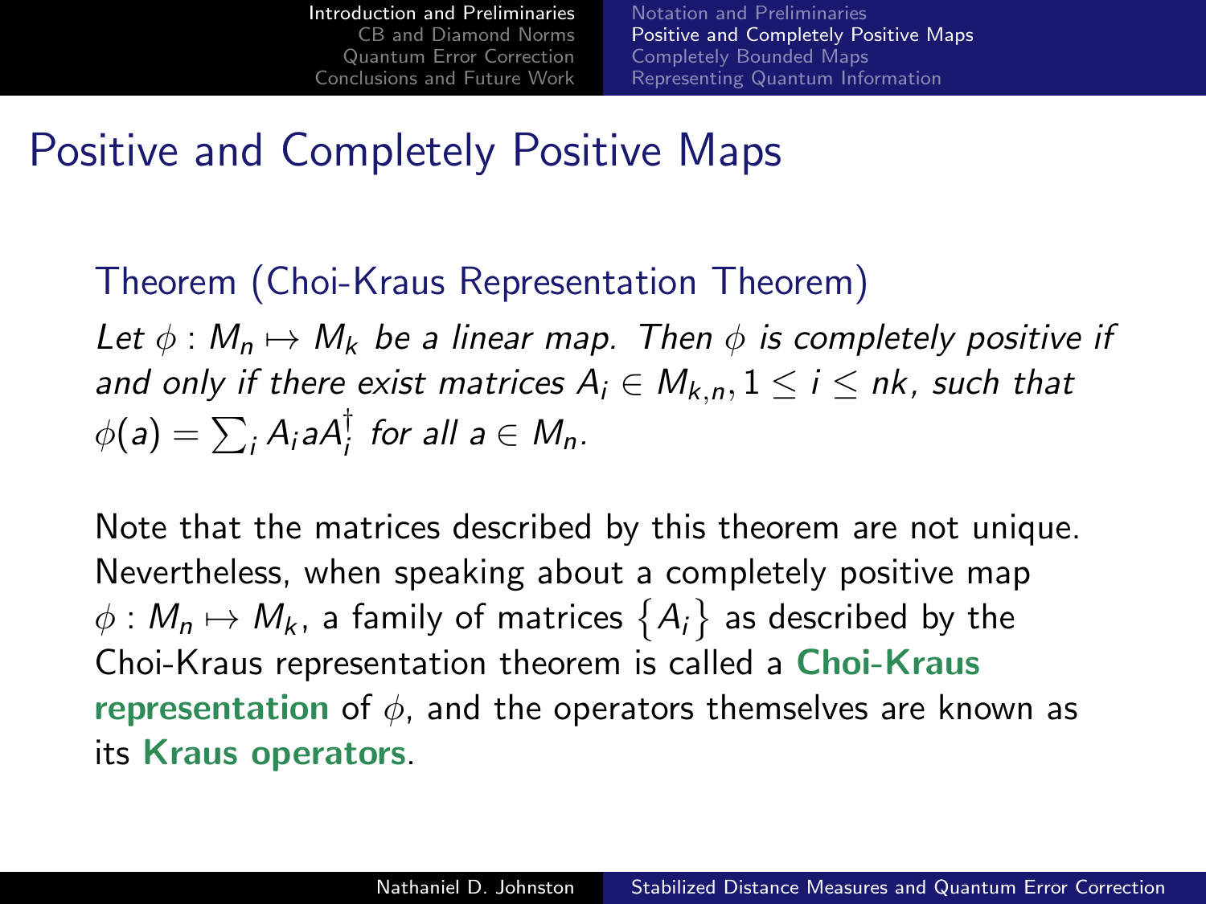# Positive and Completely Positive Maps

**Theorem (Choi-Kraus Representation Theorem)**

*Let $\phi : M_n \mapsto M_k$ be a linear map. Then $\phi$ is completely positive if and only if there exist matrices $A_i \in M_{k,n}, 1 \leq i \leq nk$, such that $\phi(a) = \sum_i A_i a A_i^\dagger$ for all $a \in M_n$.*

Note that the matrices described by this theorem are not unique. Nevertheless, when speaking about a completely positive map $\phi : M_n \mapsto M_k$, a family of matrices $\{A_i\}$ as described by the Choi-Kraus representation theorem is called a **Choi-Kraus representation** of $\phi$, and the operators themselves are known as its **Kraus operators**.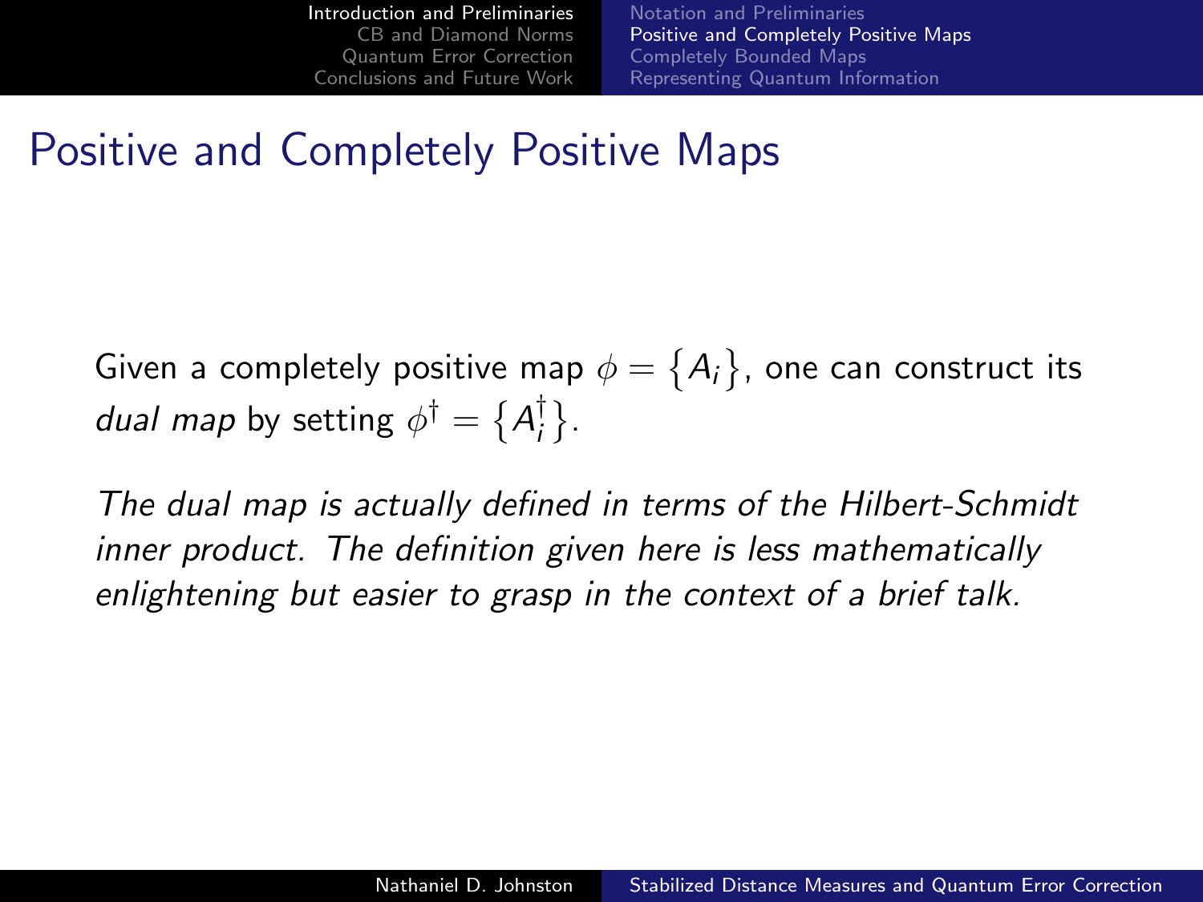# Positive and Completely Positive Maps

Given a completely positive map $\phi = \{A_i\}$, one can construct its *dual map* by setting $\phi^\dagger = \{A_i^\dagger\}$.

*The dual map is actually defined in terms of the Hilbert-Schmidt inner product. The definition given here is less mathematically enlightening but easier to grasp in the context of a brief talk.*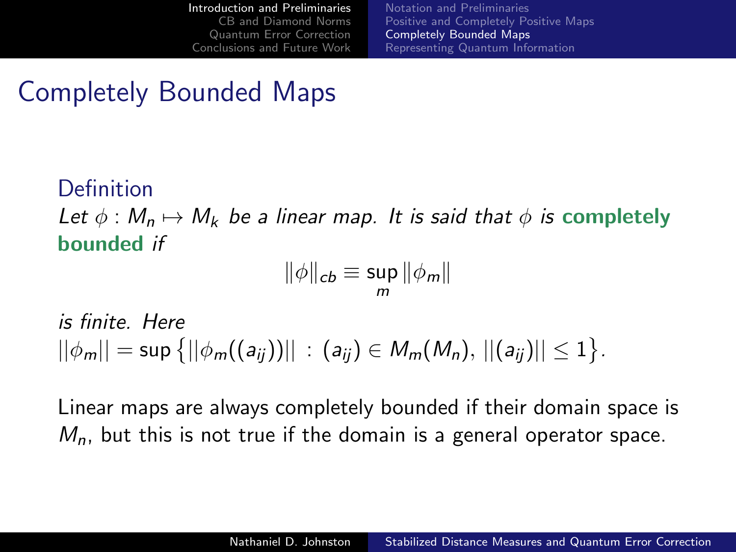# Completely Bounded Maps

### Definition

*Let $\phi : M_n \mapsto M_k$ be a linear map. It is said that $\phi$ is* **completely bounded** *if*

$$\|\phi\|_{cb} \equiv \sup_m \|\phi_m\|$$

*is finite. Here* $||\phi_m|| = \sup\left\{||\phi_m((a_{ij}))|| \, : \, (a_{ij}) \in M_m(M_n), \, ||(a_{ij})|| \leq 1\right\}$.

Linear maps are always completely bounded if their domain space is $M_n$, but this is not true if the domain is a general operator space.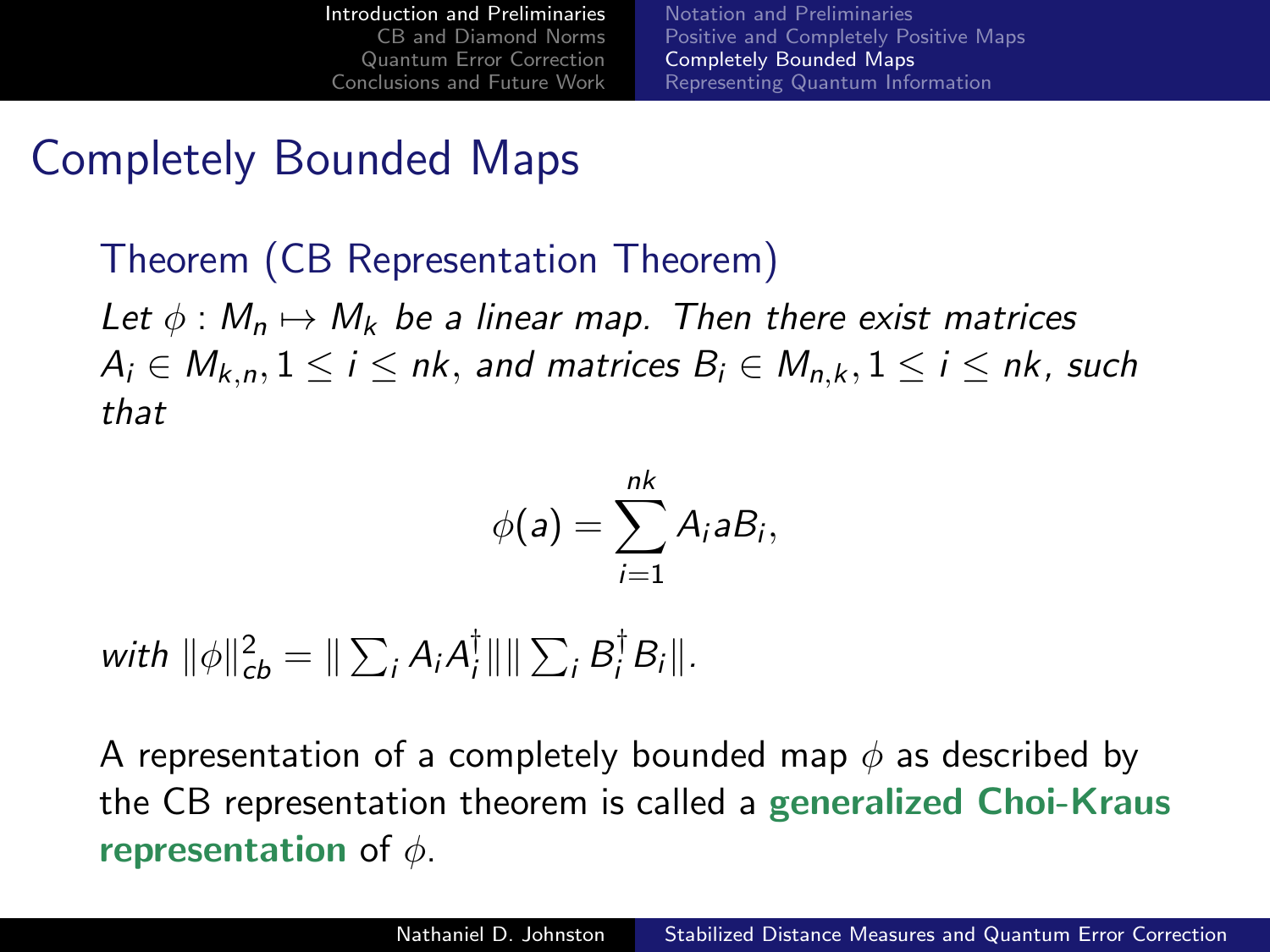# Completely Bounded Maps

### Theorem (CB Representation Theorem)

*Let $\phi : M_n \mapsto M_k$ be a linear map. Then there exist matrices $A_i \in M_{k,n}, 1 \leq i \leq nk$, and matrices $B_i \in M_{n,k}, 1 \leq i \leq nk$, such that*

$$\phi(a) = \sum_{i=1}^{nk} A_i a B_i,$$

*with $\|\phi\|_{cb}^2 = \|\sum_i A_i A_i^\dagger\| \|\sum_i B_i^\dagger B_i\|$.*

A representation of a completely bounded map $\phi$ as described by the CB representation theorem is called a **generalized Choi-Kraus representation** of $\phi$.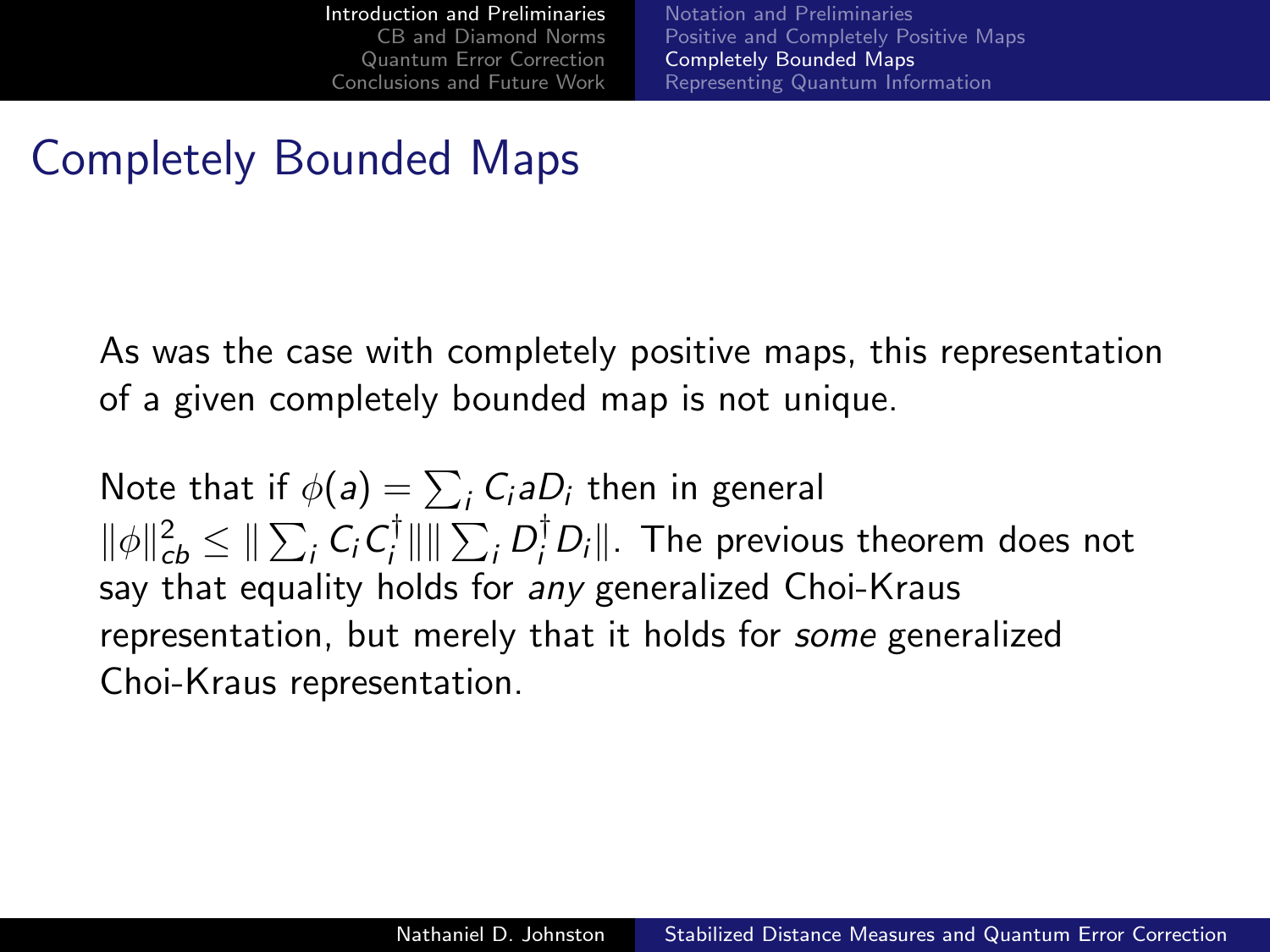# Completely Bounded Maps

As was the case with completely positive maps, this representation of a given completely bounded map is not unique.

Note that if $\phi(a) = \sum_i C_i a D_i$ then in general $\|\phi\|_{cb}^2 \leq \|\sum_i C_i C_i^\dagger\| \|\sum_i D_i^\dagger D_i\|$. The previous theorem does not say that equality holds for *any* generalized Choi-Kraus representation, but merely that it holds for *some* generalized Choi-Kraus representation.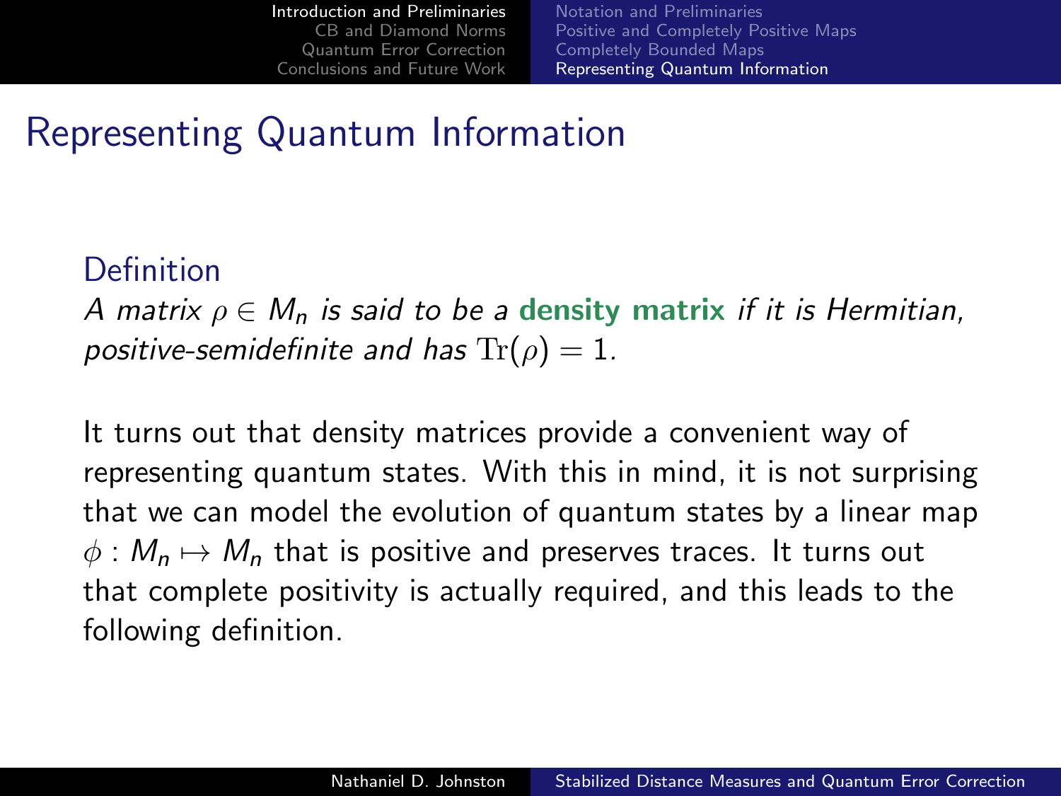# Representing Quantum Information

**Definition**

*A matrix $\rho \in M_n$ is said to be a* **density matrix** *if it is Hermitian, positive-semidefinite and has $\mathrm{Tr}(\rho) = 1$.*

It turns out that density matrices provide a convenient way of representing quantum states. With this in mind, it is not surprising that we can model the evolution of quantum states by a linear map $\phi : M_n \mapsto M_n$ that is positive and preserves traces. It turns out that complete positivity is actually required, and this leads to the following definition.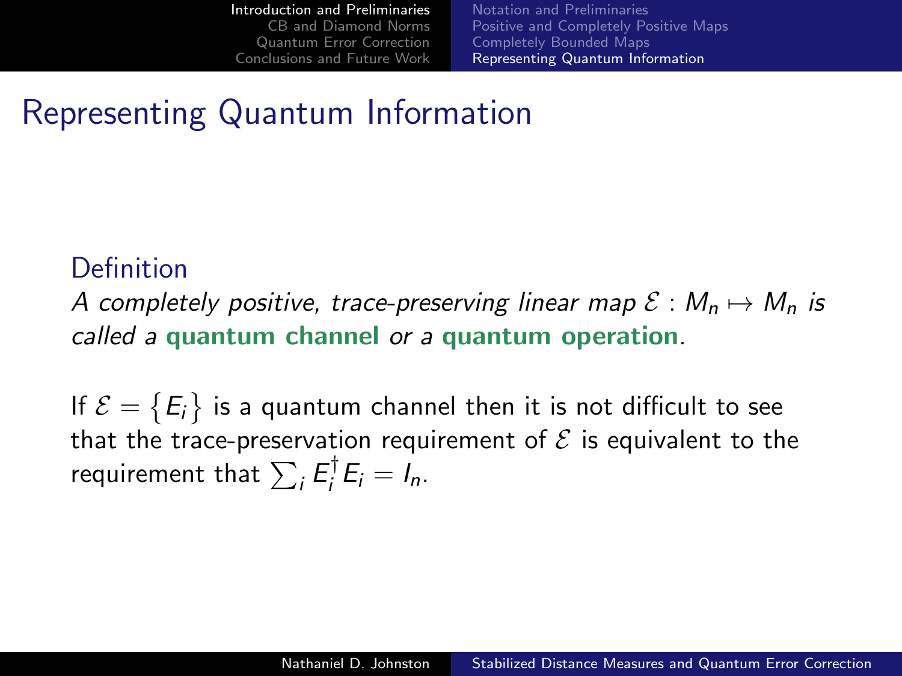# Representing Quantum Information

**Definition**

*A completely positive, trace-preserving linear map $\mathcal{E} : M_n \mapsto M_n$ is called a* **quantum channel** *or a* **quantum operation***.*

If $\mathcal{E} = \{E_i\}$ is a quantum channel then it is not difficult to see that the trace-preservation requirement of $\mathcal{E}$ is equivalent to the requirement that $\sum_i E_i^\dagger E_i = I_n$.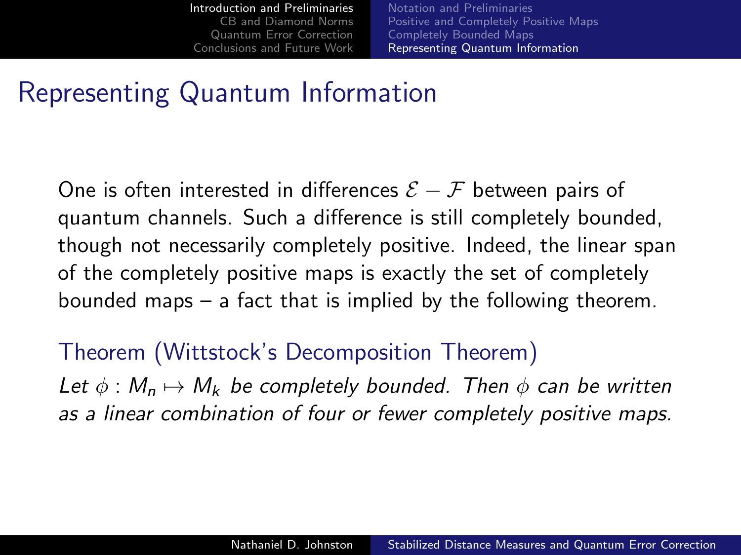# Representing Quantum Information

One is often interested in differences $\mathcal{E} - \mathcal{F}$ between pairs of quantum channels. Such a difference is still completely bounded, though not necessarily completely positive. Indeed, the linear span of the completely positive maps is exactly the set of completely bounded maps – a fact that is implied by the following theorem.

**Theorem (Wittstock's Decomposition Theorem)**

*Let $\phi : M_n \mapsto M_k$ be completely bounded. Then $\phi$ can be written as a linear combination of four or fewer completely positive maps.*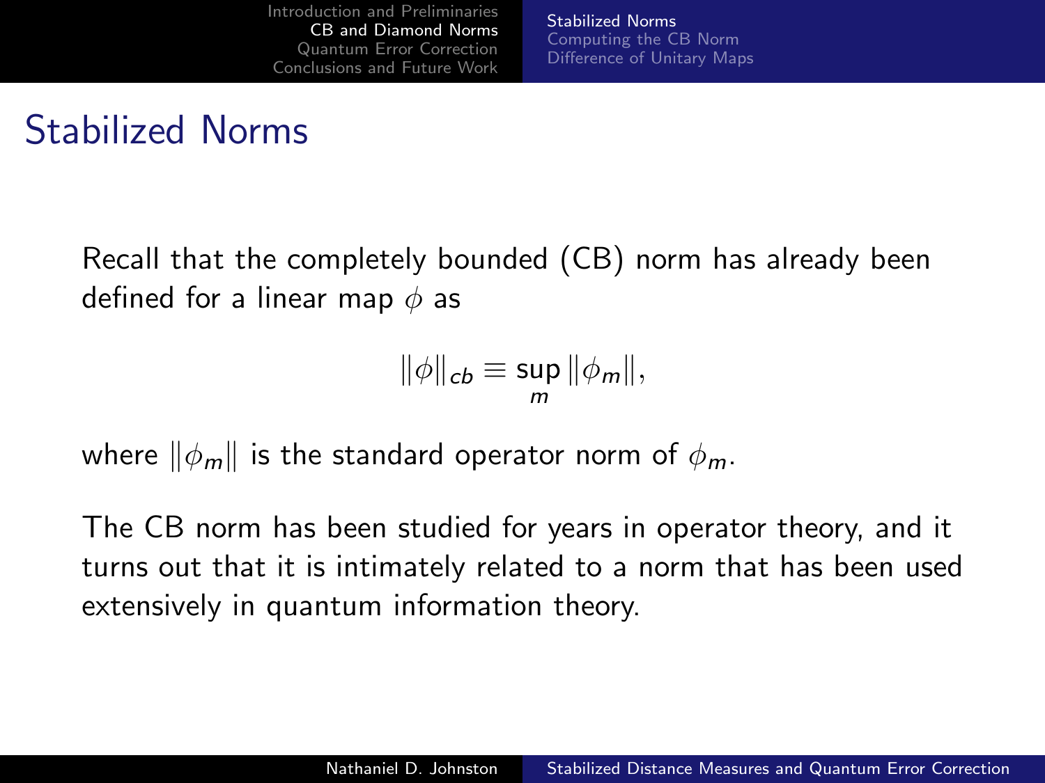# Stabilized Norms

Recall that the completely bounded (CB) norm has already been defined for a linear map $\phi$ as

$$\|\phi\|_{cb} \equiv \sup_{m} \|\phi_m\|,$$

where $\|\phi_m\|$ is the standard operator norm of $\phi_m$.

The CB norm has been studied for years in operator theory, and it turns out that it is intimately related to a norm that has been used extensively in quantum information theory.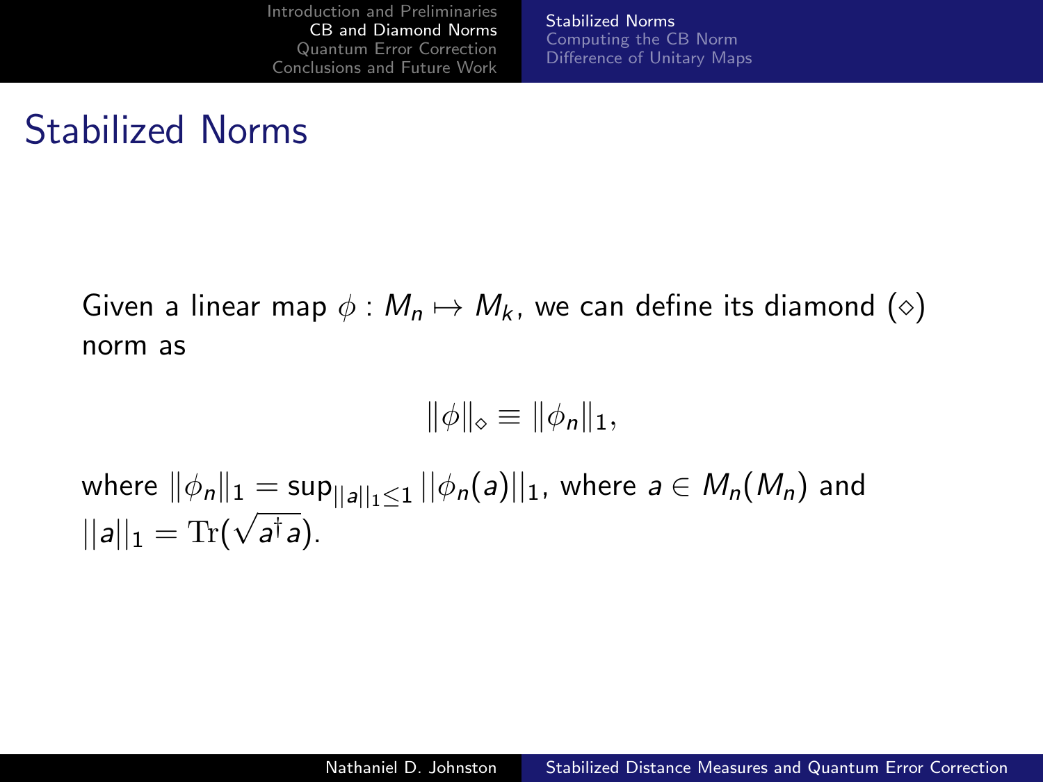# Stabilized Norms

Given a linear map $\phi : M_n \mapsto M_k$, we can define its diamond ($\diamond$) norm as

$$\|\phi\|_\diamond \equiv \|\phi_n\|_1,$$

where $\|\phi_n\|_1 = \sup_{||a||_1 \leq 1} ||\phi_n(a)||_1$, where $a \in M_n(M_n)$ and $||a||_1 = \mathrm{Tr}(\sqrt{a^\dagger a})$.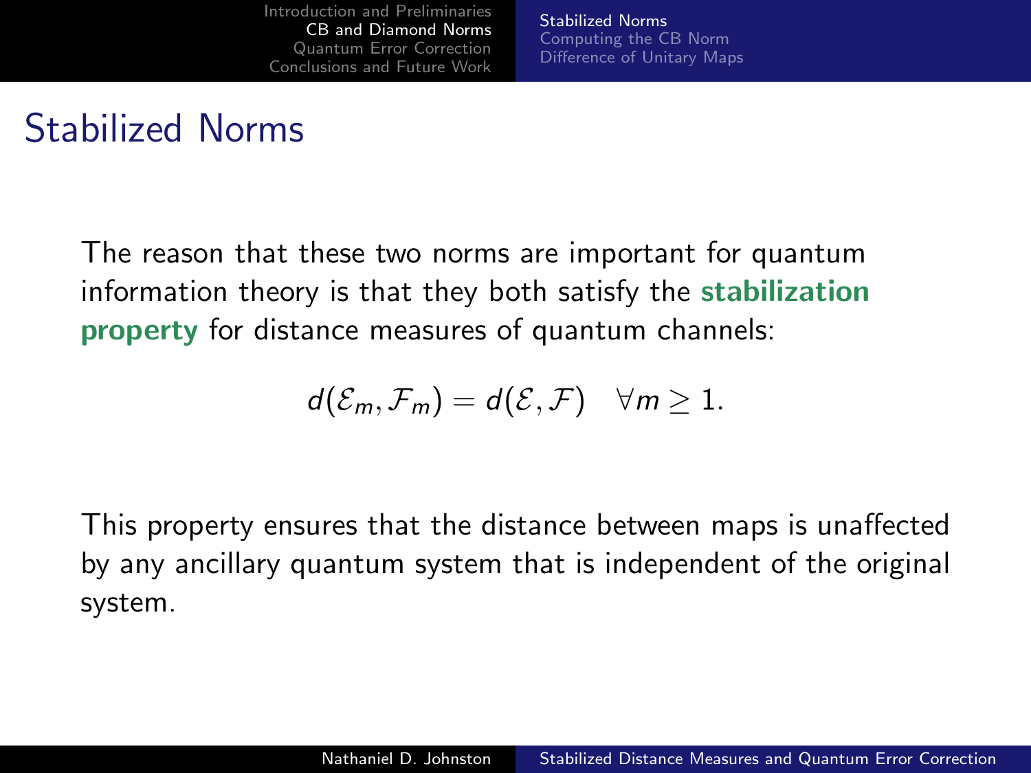# Stabilized Norms

The reason that these two norms are important for quantum information theory is that they both satisfy the **stabilization property** for distance measures of quantum channels:

$$d(\mathcal{E}_m, \mathcal{F}_m) = d(\mathcal{E}, \mathcal{F}) \quad \forall m \geq 1.$$

This property ensures that the distance between maps is unaffected by any ancillary quantum system that is independent of the original system.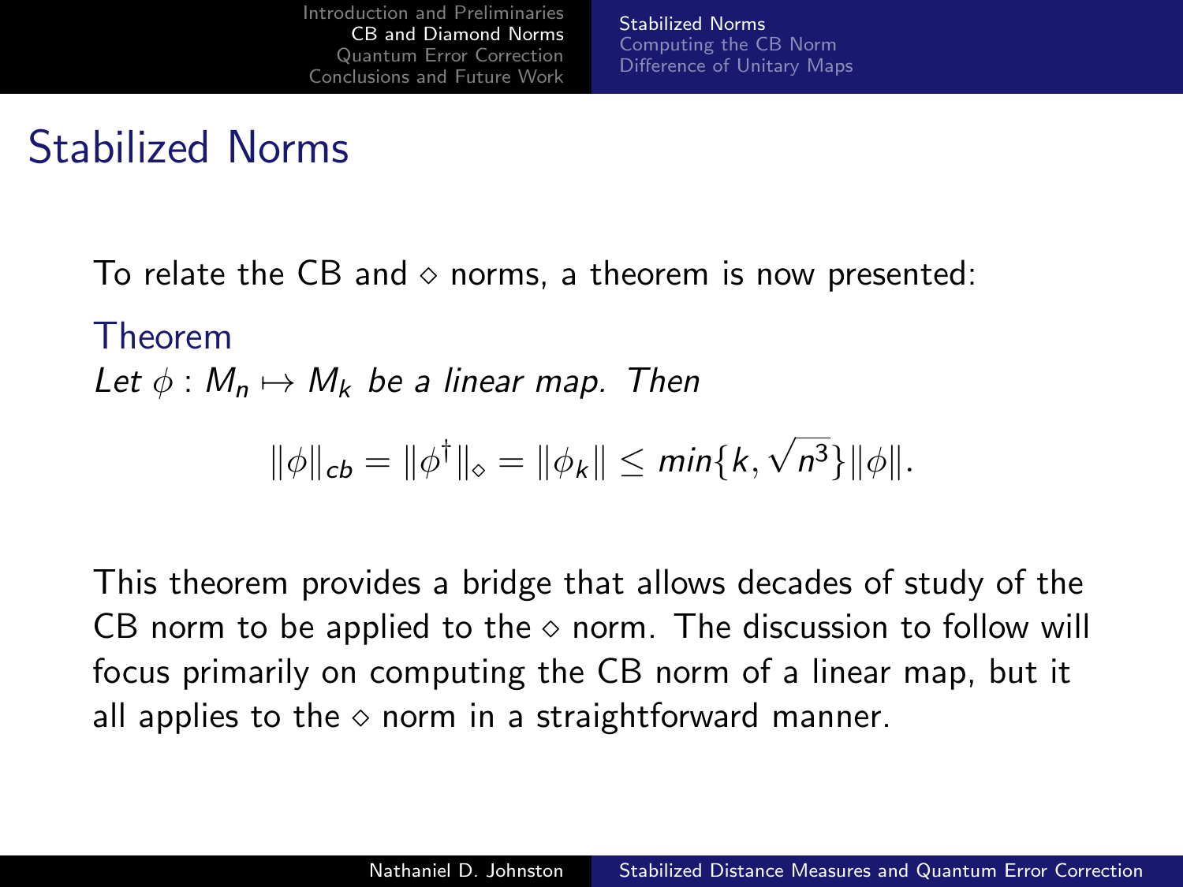# Stabilized Norms

To relate the CB and $\diamond$ norms, a theorem is now presented:

**Theorem**

*Let $\phi : M_n \mapsto M_k$ be a linear map. Then*

$$\|\phi\|_{cb} = \|\phi^\dagger\|_\diamond = \|\phi_k\| \leq min\{k, \sqrt{n^3}\}\|\phi\|.$$

This theorem provides a bridge that allows decades of study of the CB norm to be applied to the $\diamond$ norm. The discussion to follow will focus primarily on computing the CB norm of a linear map, but it all applies to the $\diamond$ norm in a straightforward manner.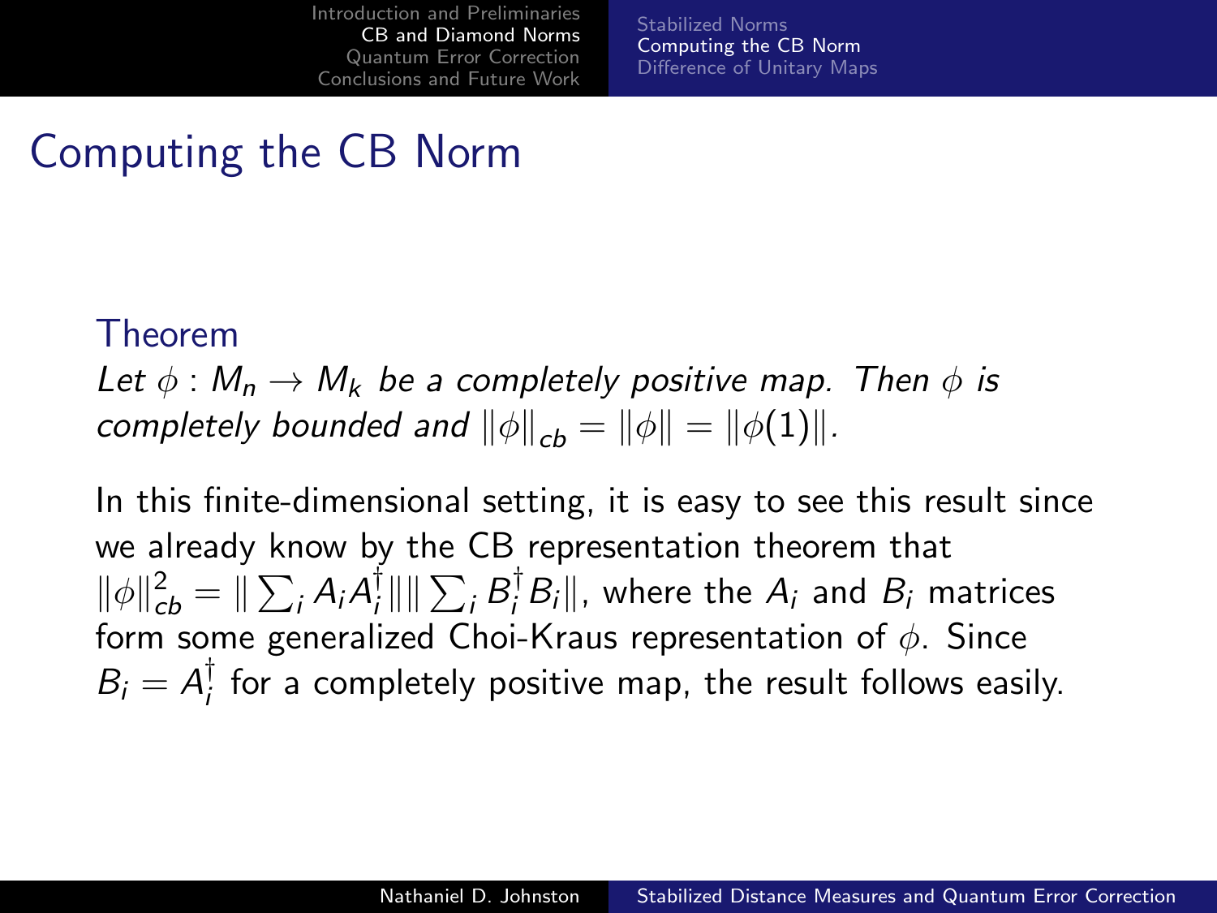# Computing the CB Norm

**Theorem**

*Let $\phi : M_n \to M_k$ be a completely positive map. Then $\phi$ is completely bounded and $\|\phi\|_{cb} = \|\phi\| = \|\phi(1)\|$.*

In this finite-dimensional setting, it is easy to see this result since we already know by the CB representation theorem that $\|\phi\|_{cb}^2 = \|\sum_i A_i A_i^\dagger\| \|\sum_i B_i^\dagger B_i\|$, where the $A_i$ and $B_i$ matrices form some generalized Choi-Kraus representation of $\phi$. Since $B_i = A_i^\dagger$ for a completely positive map, the result follows easily.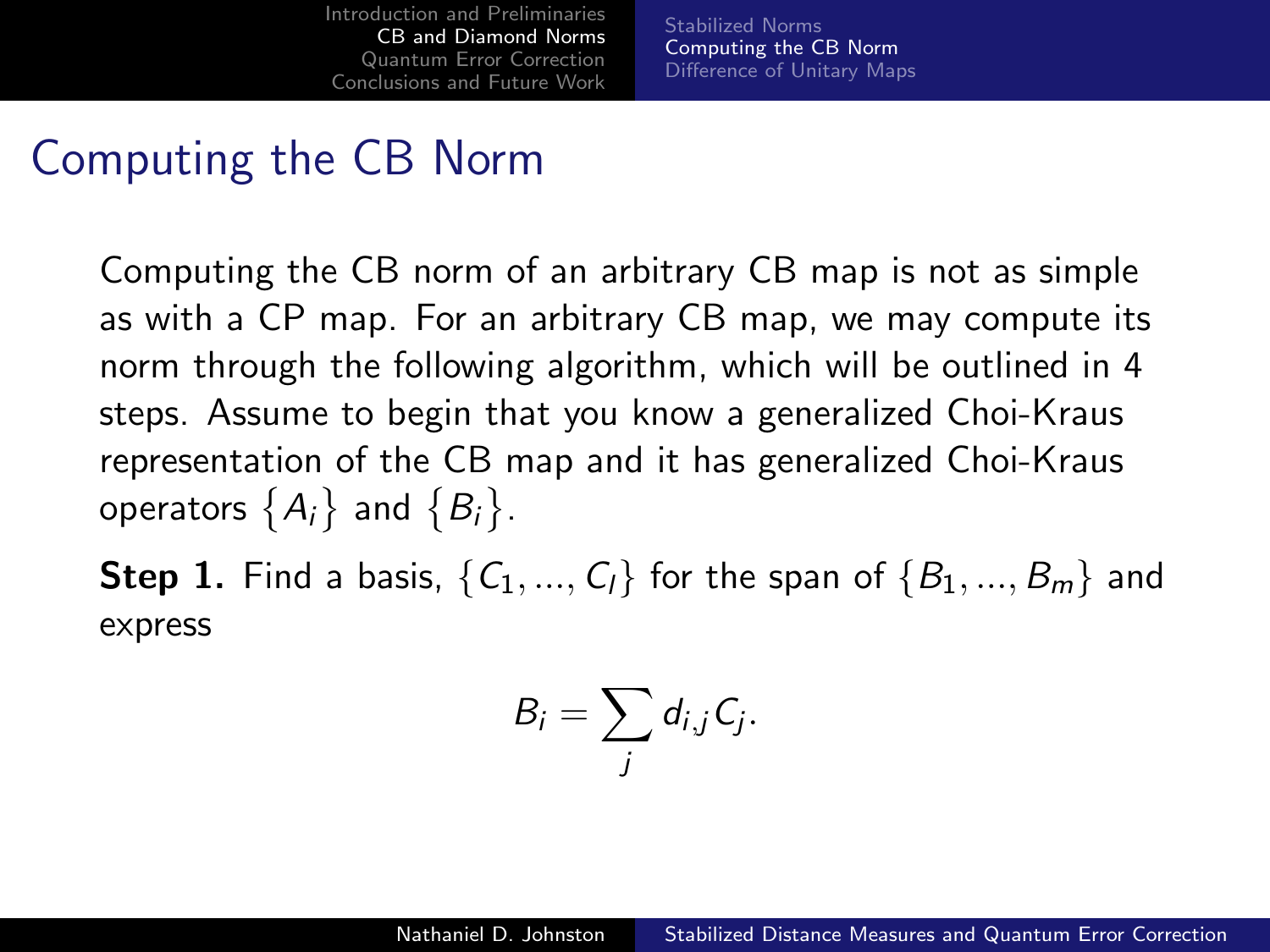# Computing the CB Norm

Computing the CB norm of an arbitrary CB map is not as simple as with a CP map. For an arbitrary CB map, we may compute its norm through the following algorithm, which will be outlined in 4 steps. Assume to begin that you know a generalized Choi-Kraus representation of the CB map and it has generalized Choi-Kraus operators $\{A_i\}$ and $\{B_i\}$.

**Step 1.** Find a basis, $\{C_1, ..., C_l\}$ for the span of $\{B_1, ..., B_m\}$ and express

$$B_i = \sum_j d_{i,j} C_j.$$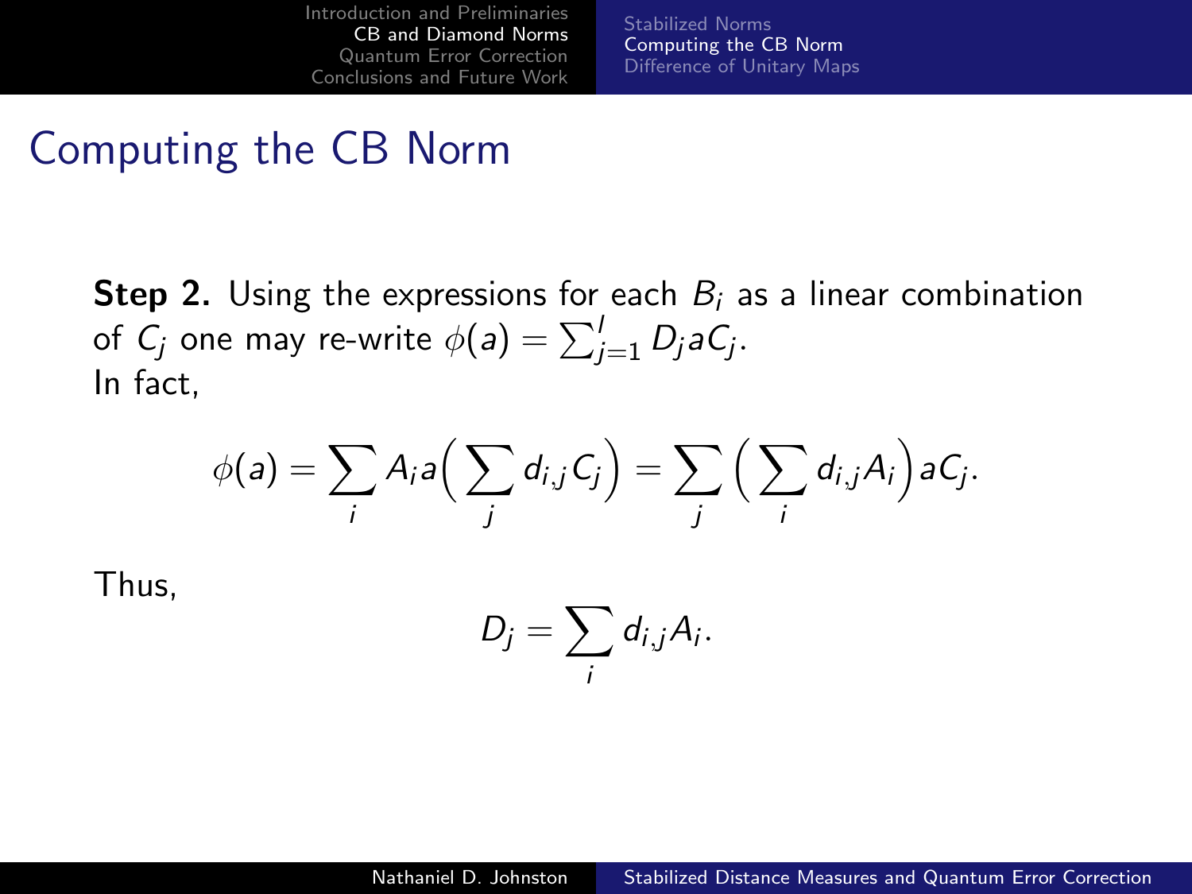# Computing the CB Norm

**Step 2.** Using the expressions for each $B_i$ as a linear combination of $C_j$ one may re-write $\phi(a) = \sum_{j=1}^{l} D_j a C_j$.
In fact,

$$\phi(a) = \sum_i A_i a \Big( \sum_j d_{i,j} C_j \Big) = \sum_j \Big( \sum_i d_{i,j} A_i \Big) a C_j.$$

Thus,

$$D_j = \sum_i d_{i,j} A_i.$$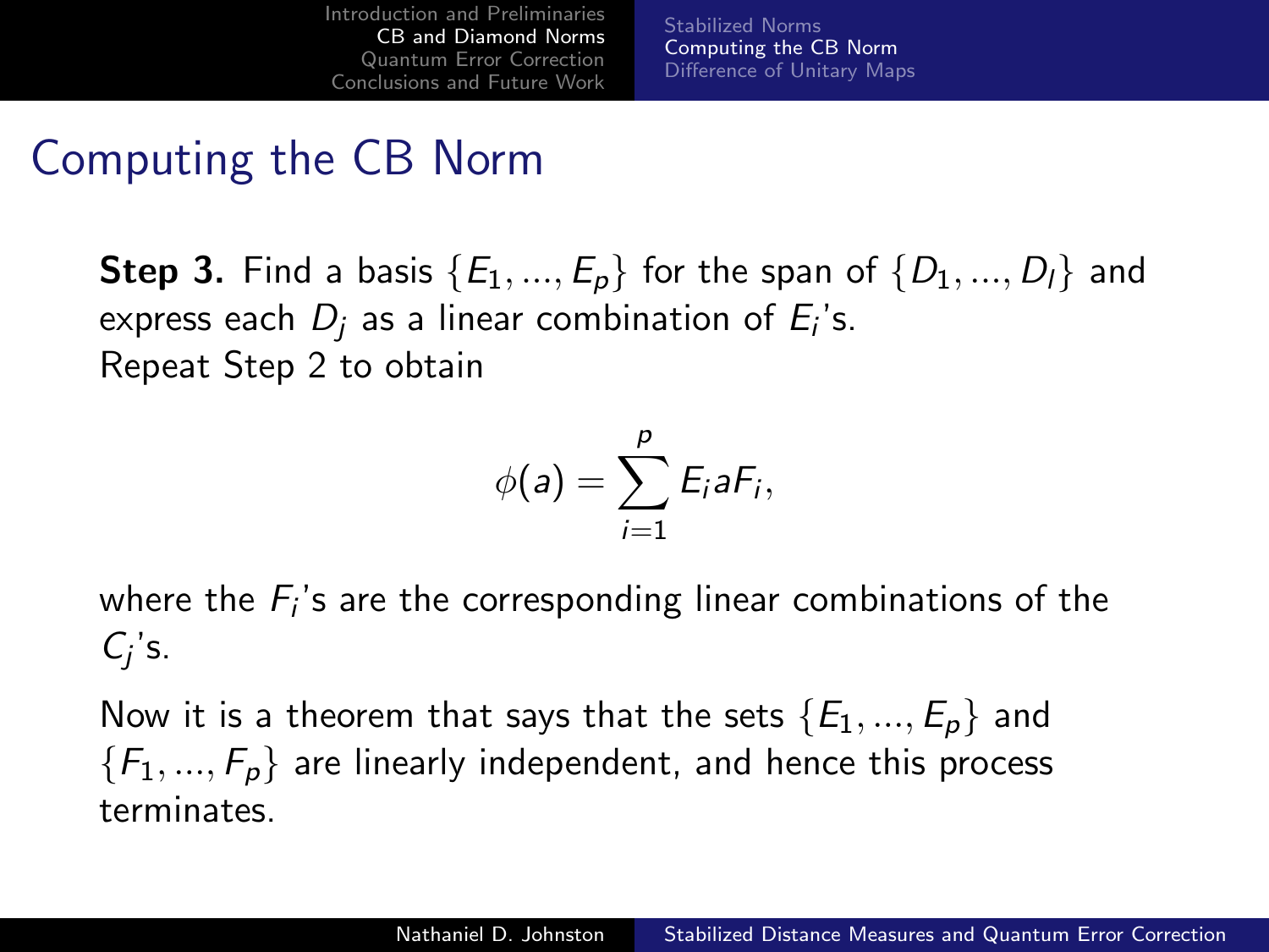# Computing the CB Norm

**Step 3.** Find a basis $\{E_1, ..., E_p\}$ for the span of $\{D_1, ..., D_l\}$ and express each $D_j$ as a linear combination of $E_i$'s.
Repeat Step 2 to obtain

$$\phi(a) = \sum_{i=1}^{p} E_i a F_i,$$

where the $F_i$'s are the corresponding linear combinations of the $C_j$'s.

Now it is a theorem that says that the sets $\{E_1, ..., E_p\}$ and $\{F_1, ..., F_p\}$ are linearly independent, and hence this process terminates.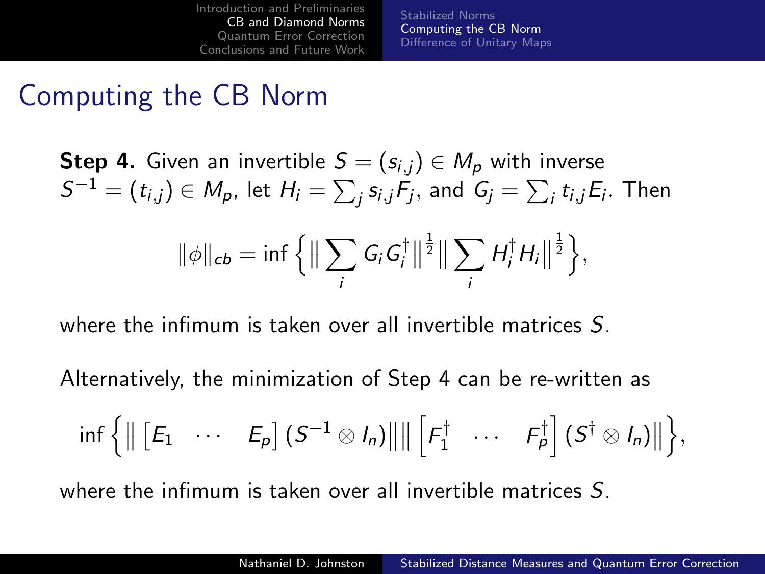# Computing the CB Norm

**Step 4.** Given an invertible $S = (s_{i,j}) \in M_p$ with inverse $S^{-1} = (t_{i,j}) \in M_p$, let $H_i = \sum_j s_{i,j} F_j$, and $G_j = \sum_i t_{i,j} E_i$. Then

$$\|\phi\|_{cb} = \inf \Big\{ \big\| \sum_i G_i G_i^\dagger \big\|^{\frac{1}{2}} \big\| \sum_i H_i^\dagger H_i \big\|^{\frac{1}{2}} \Big\},$$

where the infimum is taken over all invertible matrices $S$.

Alternatively, the minimization of Step 4 can be re-written as

$$\inf \Big\{ \big\| \begin{bmatrix} E_1 & \cdots & E_p \end{bmatrix} (S^{-1} \otimes I_n) \big\| \big\| \begin{bmatrix} F_1^\dagger & \cdots & F_p^\dagger \end{bmatrix} (S^\dagger \otimes I_n) \big\| \Big\},$$

where the infimum is taken over all invertible matrices $S$.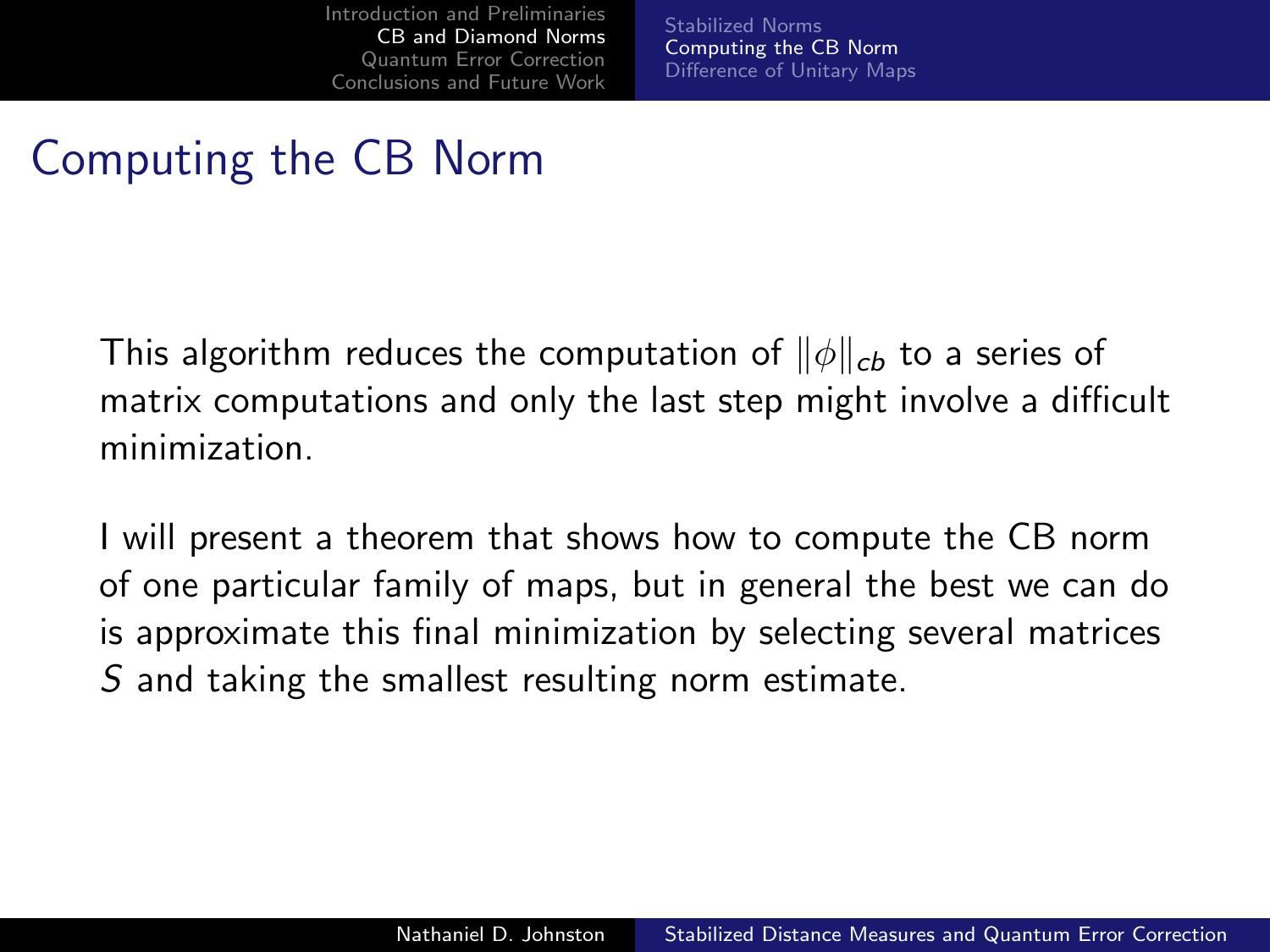# Computing the CB Norm

This algorithm reduces the computation of $\|\phi\|_{cb}$ to a series of matrix computations and only the last step might involve a difficult minimization.

I will present a theorem that shows how to compute the CB norm of one particular family of maps, but in general the best we can do is approximate this final minimization by selecting several matrices $S$ and taking the smallest resulting norm estimate.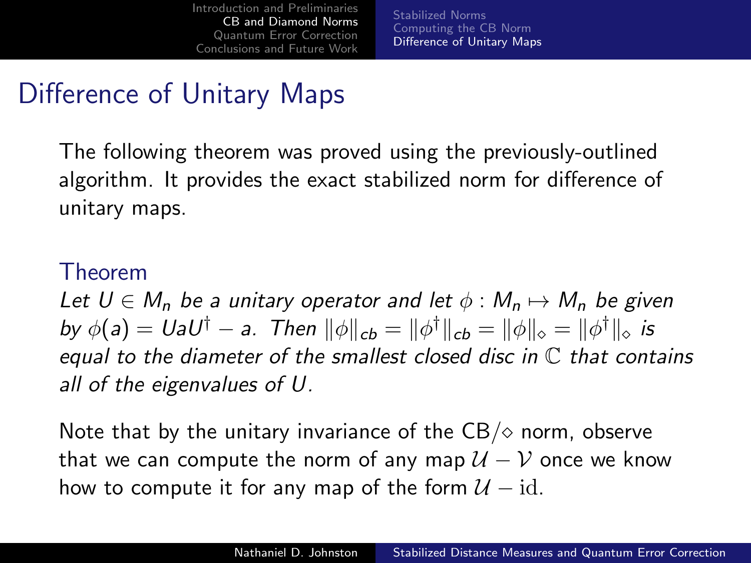# Difference of Unitary Maps

The following theorem was proved using the previously-outlined algorithm. It provides the exact stabilized norm for difference of unitary maps.

### Theorem

*Let $U \in M_n$ be a unitary operator and let $\phi : M_n \mapsto M_n$ be given by $\phi(a) = UaU^\dagger - a$. Then $\|\phi\|_{cb} = \|\phi^\dagger\|_{cb} = \|\phi\|_\diamond = \|\phi^\dagger\|_\diamond$ is equal to the diameter of the smallest closed disc in $\mathbb{C}$ that contains all of the eigenvalues of $U$.*

Note that by the unitary invariance of the CB/$\diamond$ norm, observe that we can compute the norm of any map $\mathcal{U} - \mathcal{V}$ once we know how to compute it for any map of the form $\mathcal{U} - \mathrm{id}$.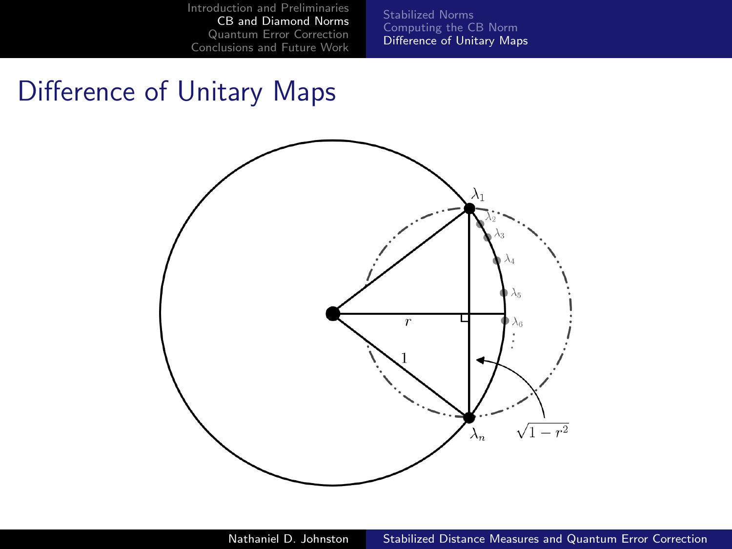# Difference of Unitary Maps

$\lambda_1$

$\lambda_2$

$\lambda_3$

$\lambda_4$

$\lambda_5$

$\lambda_6$

$\vdots$

$r$

$1$

$\lambda_n$

$\sqrt{1-r^2}$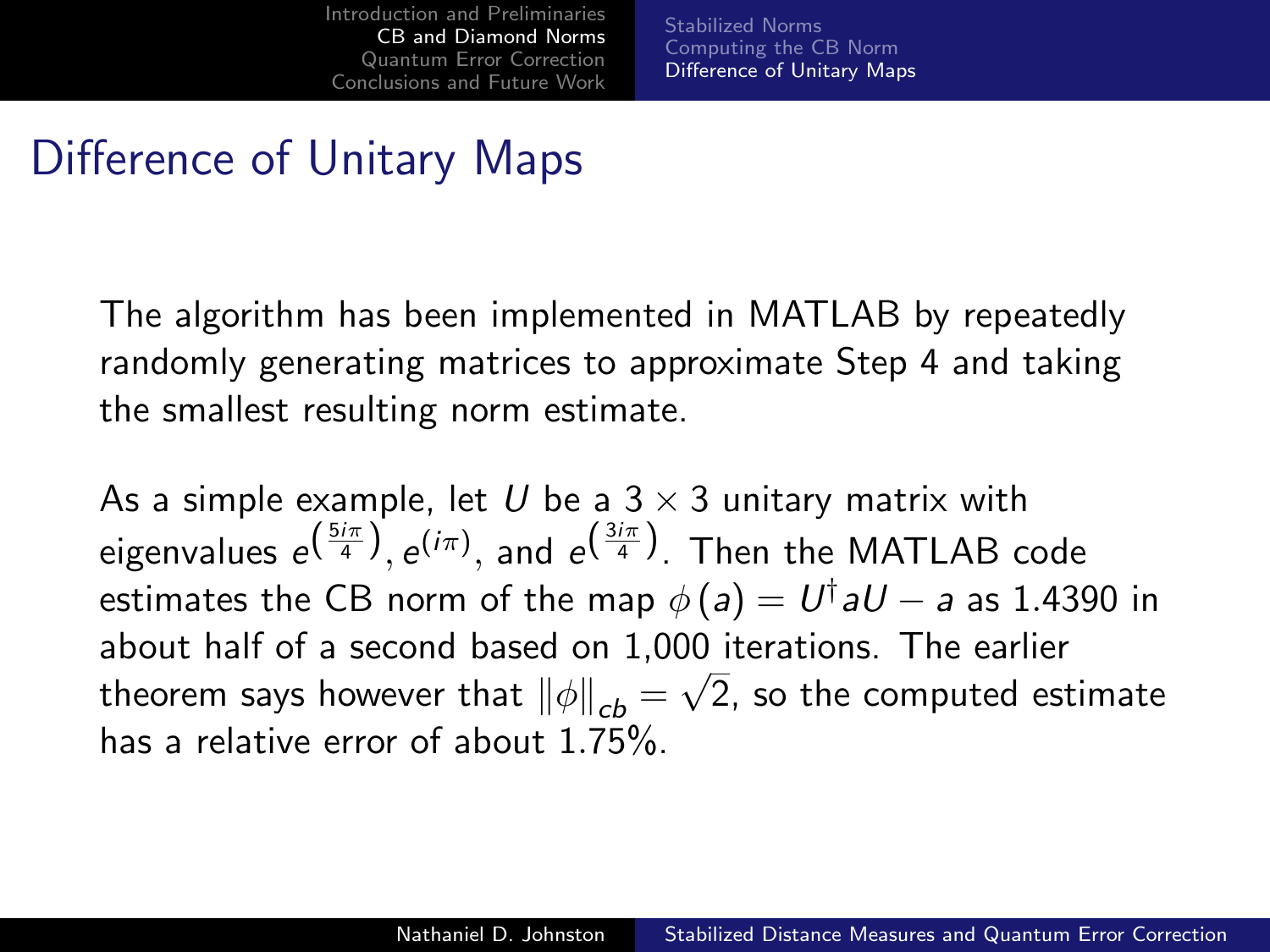# Difference of Unitary Maps

The algorithm has been implemented in MATLAB by repeatedly randomly generating matrices to approximate Step 4 and taking the smallest resulting norm estimate.

As a simple example, let $U$ be a $3 \times 3$ unitary matrix with eigenvalues $e^{\left(\frac{5i\pi}{4}\right)}$, $e^{(i\pi)}$, and $e^{\left(\frac{3i\pi}{4}\right)}$. Then the MATLAB code estimates the CB norm of the map $\phi(a) = U^\dagger a U - a$ as 1.4390 in about half of a second based on 1,000 iterations. The earlier theorem says however that $\|\phi\|_{cb} = \sqrt{2}$, so the computed estimate has a relative error of about 1.75%.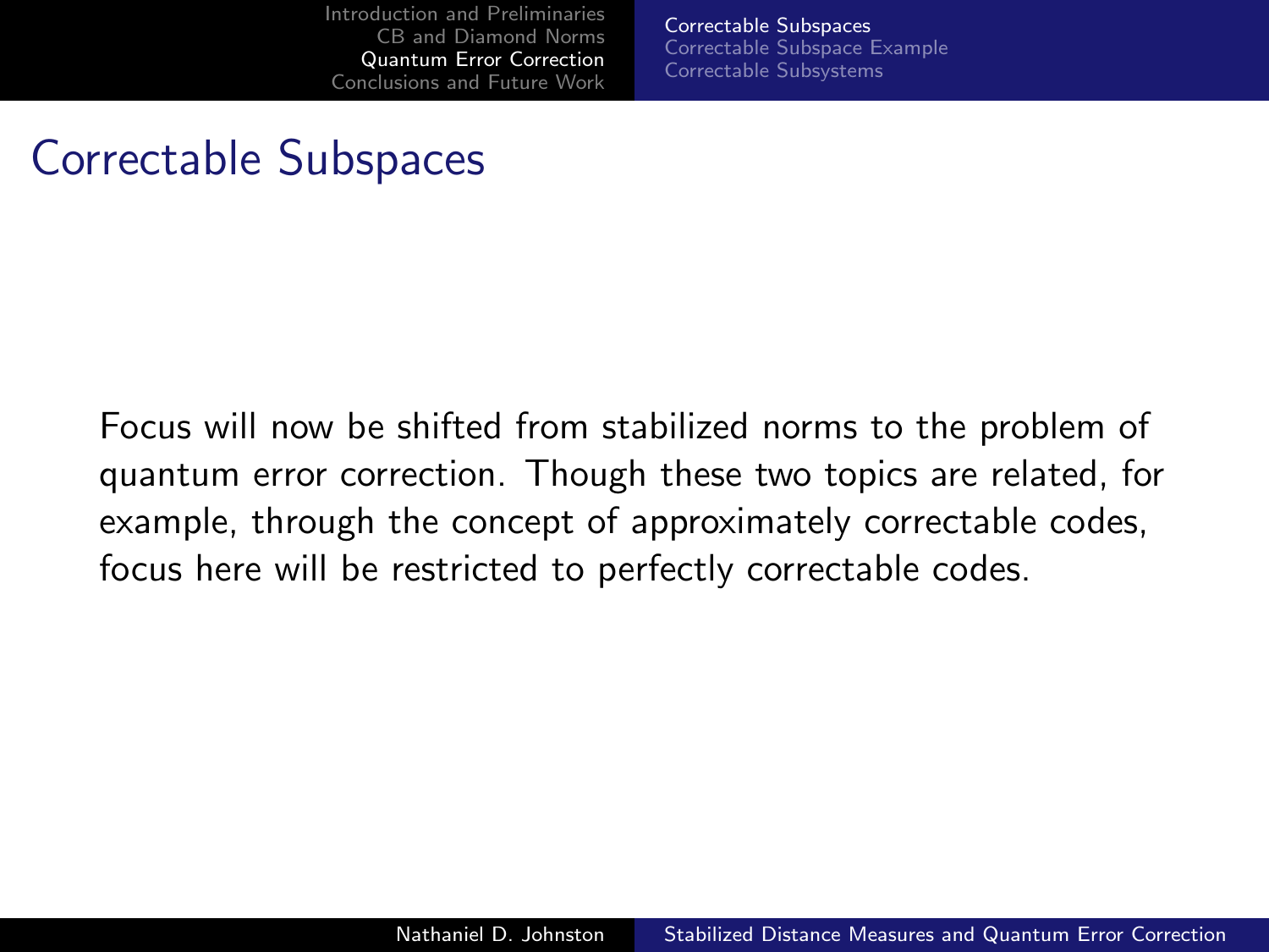# Correctable Subspaces

Focus will now be shifted from stabilized norms to the problem of quantum error correction. Though these two topics are related, for example, through the concept of approximately correctable codes, focus here will be restricted to perfectly correctable codes.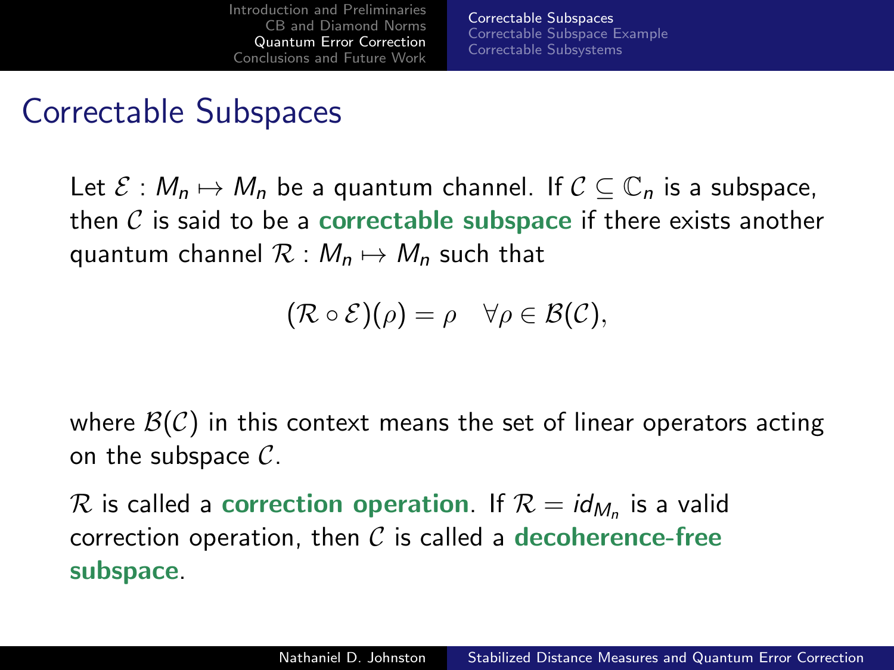# Correctable Subspaces

Let $\mathcal{E} : M_n \mapsto M_n$ be a quantum channel. If $\mathcal{C} \subseteq \mathbb{C}_n$ is a subspace, then $\mathcal{C}$ is said to be a **correctable subspace** if there exists another quantum channel $\mathcal{R} : M_n \mapsto M_n$ such that

$$(\mathcal{R} \circ \mathcal{E})(\rho) = \rho \quad \forall \rho \in \mathcal{B}(\mathcal{C}),$$

where $\mathcal{B}(\mathcal{C})$ in this context means the set of linear operators acting on the subspace $\mathcal{C}$.

$\mathcal{R}$ is called a **correction operation**. If $\mathcal{R} = id_{M_n}$ is a valid correction operation, then $\mathcal{C}$ is called a **decoherence-free subspace**.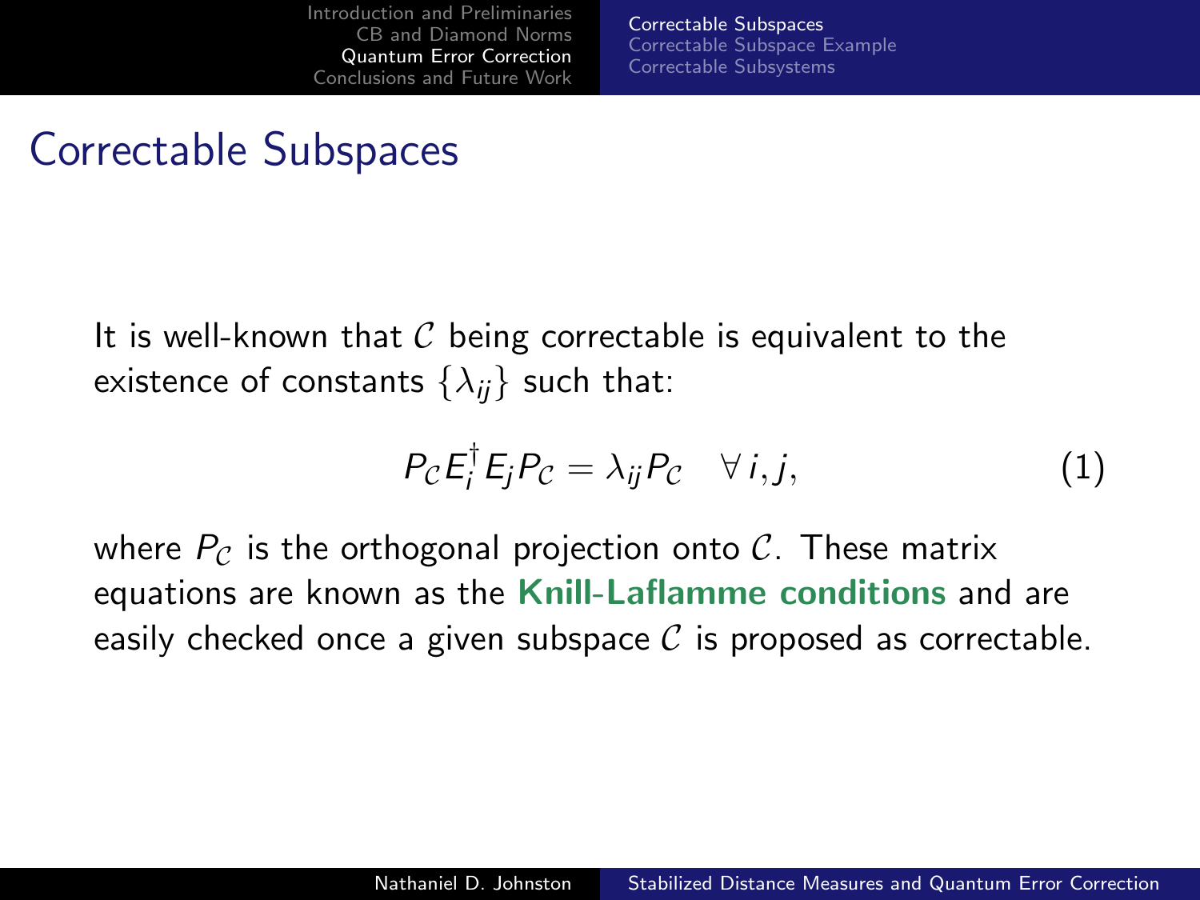# Correctable Subspaces

It is well-known that $\mathcal{C}$ being correctable is equivalent to the existence of constants $\{\lambda_{ij}\}$ such that:

$$P_{\mathcal{C}} E_i^\dagger E_j P_{\mathcal{C}} = \lambda_{ij} P_{\mathcal{C}} \quad \forall\, i, j, \tag{1}$$

where $P_{\mathcal{C}}$ is the orthogonal projection onto $\mathcal{C}$. These matrix equations are known as the **Knill-Laflamme conditions** and are easily checked once a given subspace $\mathcal{C}$ is proposed as correctable.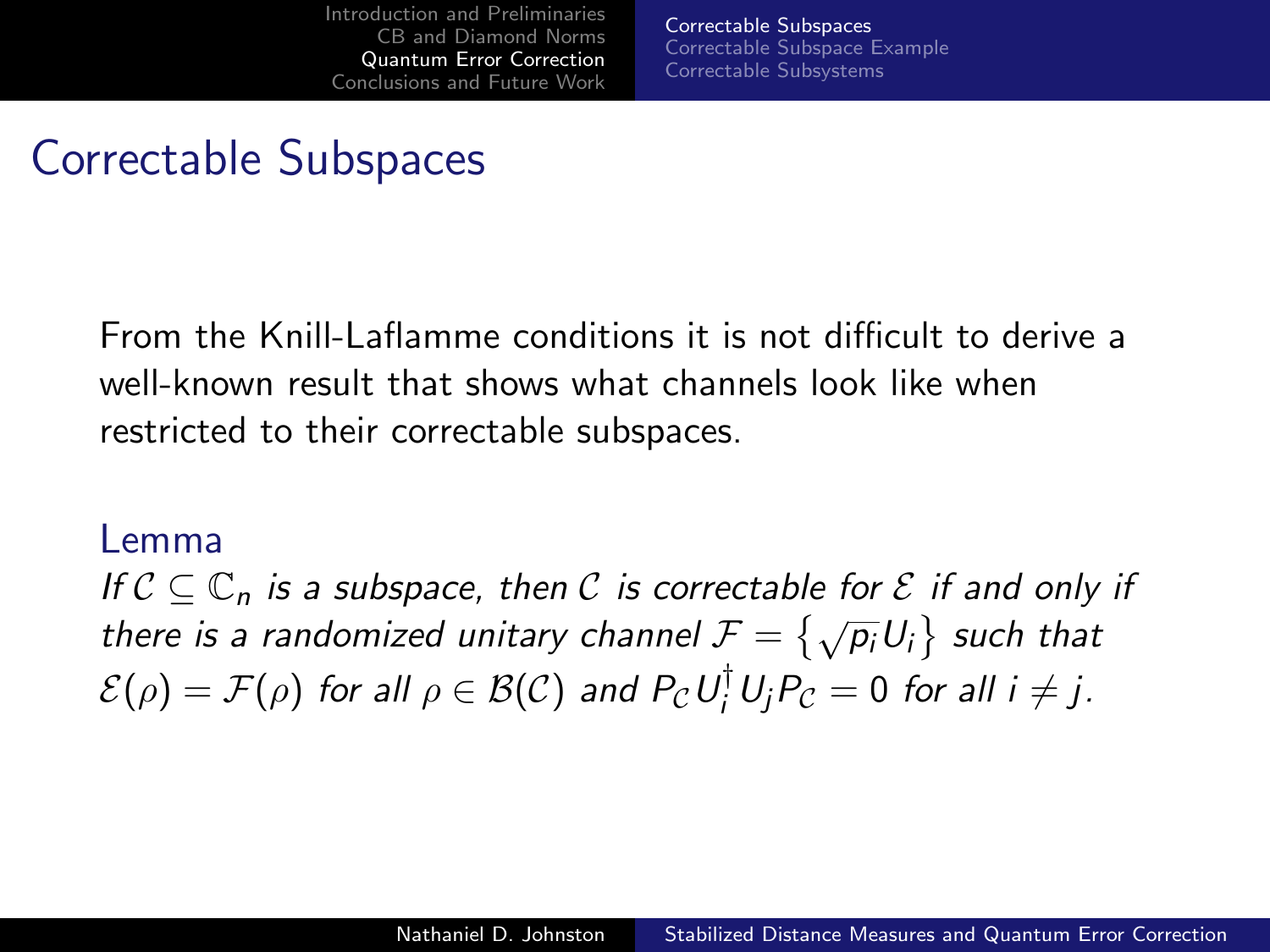# Correctable Subspaces

From the Knill-Laflamme conditions it is not difficult to derive a well-known result that shows what channels look like when restricted to their correctable subspaces.

**Lemma**

*If $\mathcal{C} \subseteq \mathbb{C}_n$ is a subspace, then $\mathcal{C}$ is correctable for $\mathcal{E}$ if and only if there is a randomized unitary channel $\mathcal{F} = \left\{ \sqrt{p_i} U_i \right\}$ such that $\mathcal{E}(\rho) = \mathcal{F}(\rho)$ for all $\rho \in \mathcal{B}(\mathcal{C})$ and $P_{\mathcal{C}} U_i^\dagger U_j P_{\mathcal{C}} = 0$ for all $i \neq j$.*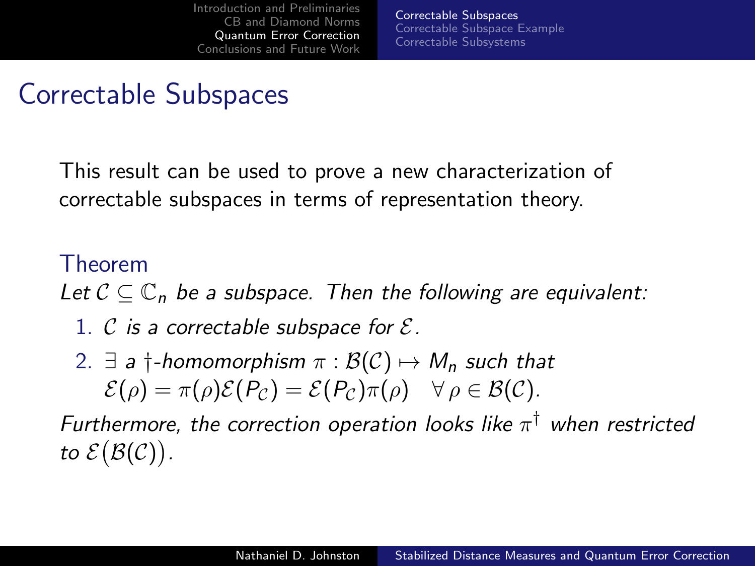# Correctable Subspaces

This result can be used to prove a new characterization of correctable subspaces in terms of representation theory.

### Theorem

*Let $\mathcal{C} \subseteq \mathbb{C}_n$ be a subspace. Then the following are equivalent:*

1. *$\mathcal{C}$ is a correctable subspace for $\mathcal{E}$.*
2. *$\exists$ a $\dagger$-homomorphism $\pi : \mathcal{B}(\mathcal{C}) \mapsto M_n$ such that* $\mathcal{E}(\rho) = \pi(\rho)\mathcal{E}(P_{\mathcal{C}}) = \mathcal{E}(P_{\mathcal{C}})\pi(\rho) \quad \forall\, \rho \in \mathcal{B}(\mathcal{C})$.

*Furthermore, the correction operation looks like $\pi^\dagger$ when restricted to $\mathcal{E}\big(\mathcal{B}(\mathcal{C})\big)$.*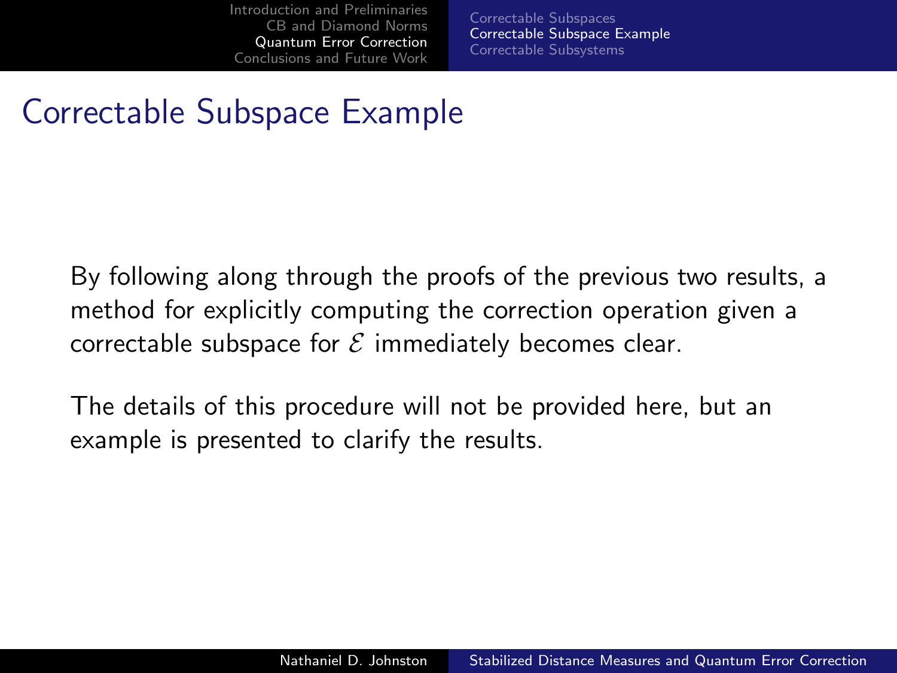# Correctable Subspace Example

By following along through the proofs of the previous two results, a method for explicitly computing the correction operation given a correctable subspace for $\mathcal{E}$ immediately becomes clear.

The details of this procedure will not be provided here, but an example is presented to clarify the results.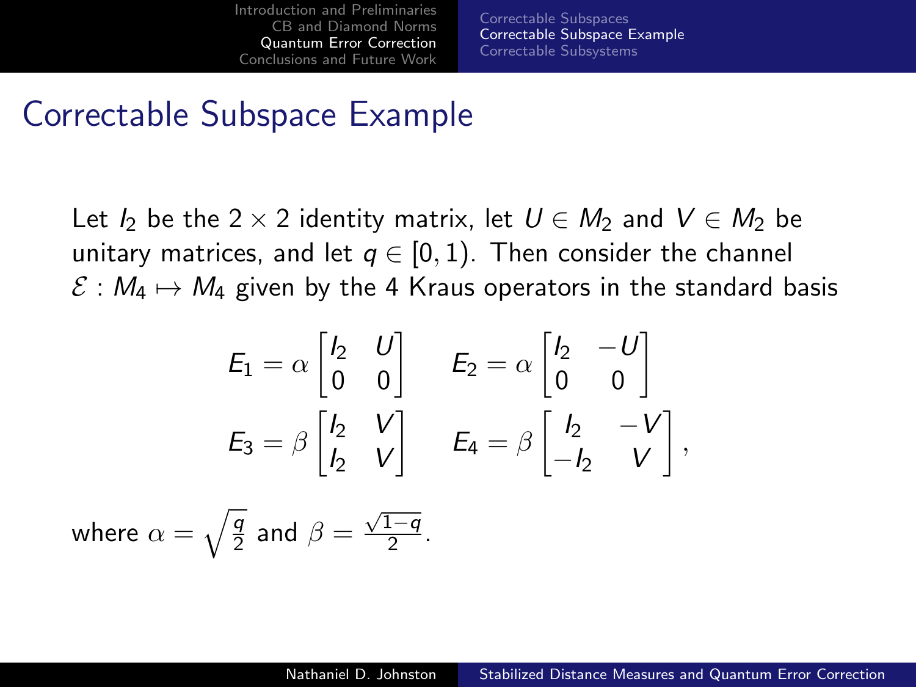# Correctable Subspace Example

Let $I_2$ be the $2 \times 2$ identity matrix, let $U \in M_2$ and $V \in M_2$ be unitary matrices, and let $q \in [0, 1)$. Then consider the channel $\mathcal{E} : M_4 \mapsto M_4$ given by the 4 Kraus operators in the standard basis

$$
E_1 = \alpha \begin{bmatrix} I_2 & U \\ 0 & 0 \end{bmatrix} \qquad E_2 = \alpha \begin{bmatrix} I_2 & -U \\ 0 & 0 \end{bmatrix}
$$

$$
E_3 = \beta \begin{bmatrix} I_2 & V \\ I_2 & V \end{bmatrix} \qquad E_4 = \beta \begin{bmatrix} I_2 & -V \\ -I_2 & V \end{bmatrix},
$$

where $\alpha = \sqrt{\frac{q}{2}}$ and $\beta = \frac{\sqrt{1-q}}{2}$.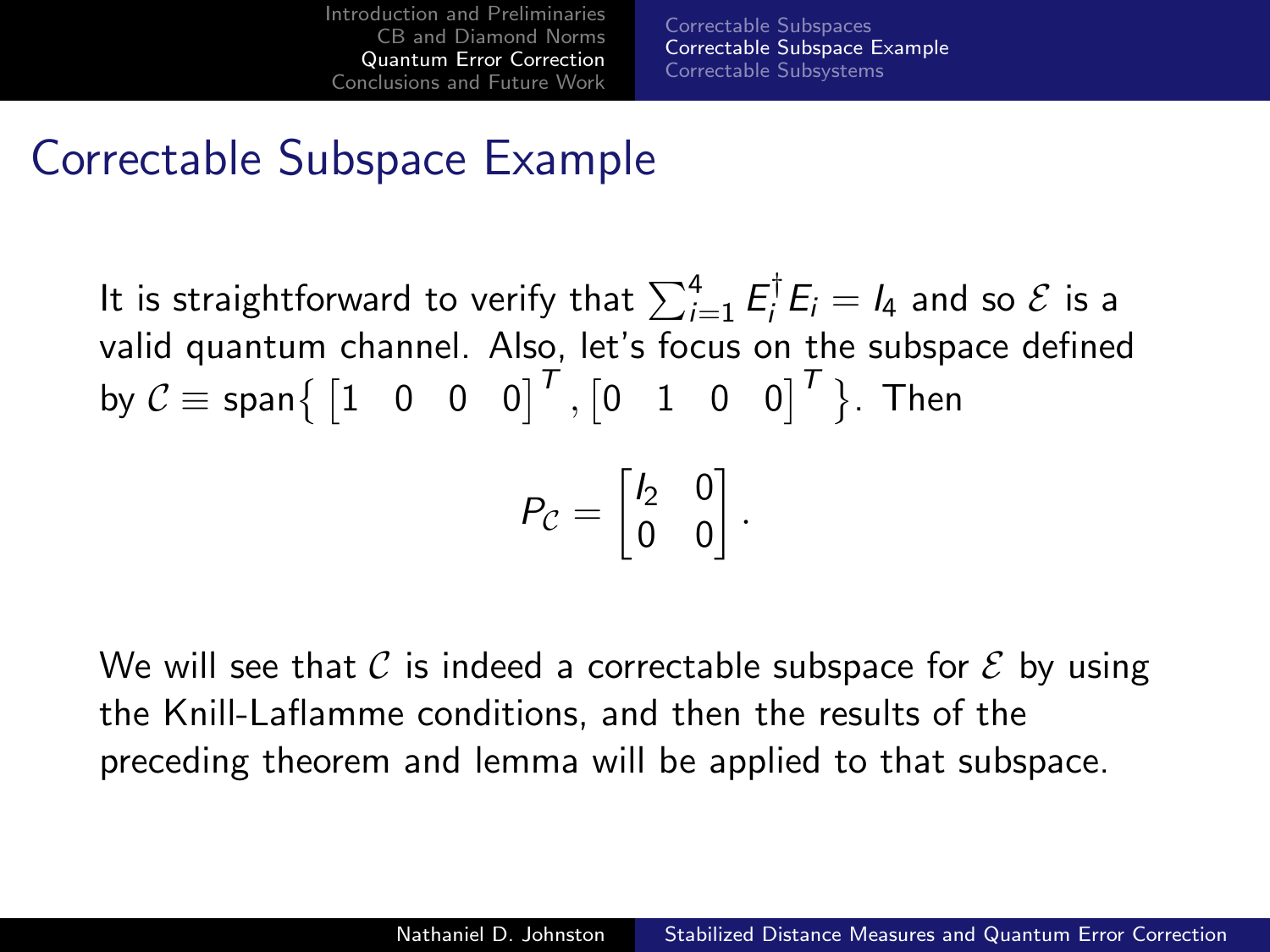## Correctable Subspace Example

It is straightforward to verify that $\sum_{i=1}^{4} E_i^{\dagger} E_i = I_4$ and so $\mathcal{E}$ is a valid quantum channel. Also, let's focus on the subspace defined by $\mathcal{C} \equiv \text{span}\big\{ \begin{bmatrix} 1 & 0 & 0 & 0 \end{bmatrix}^T, \begin{bmatrix} 0 & 1 & 0 & 0 \end{bmatrix}^T \big\}$. Then

$$P_{\mathcal{C}} = \begin{bmatrix} I_2 & 0 \\ 0 & 0 \end{bmatrix}.$$

We will see that $\mathcal{C}$ is indeed a correctable subspace for $\mathcal{E}$ by using the Knill-Laflamme conditions, and then the results of the preceding theorem and lemma will be applied to that subspace.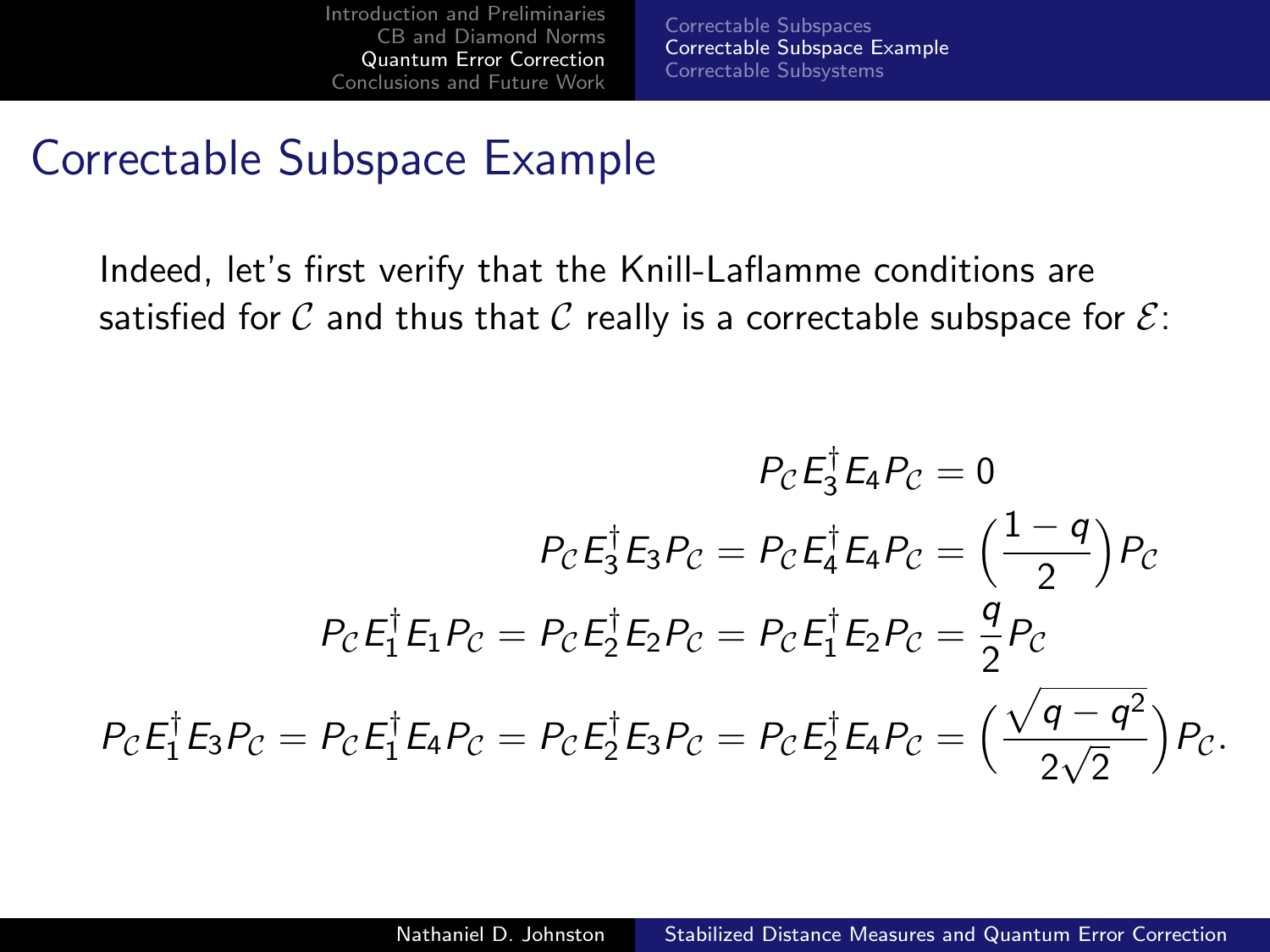# Correctable Subspace Example

Indeed, let's first verify that the Knill-Laflamme conditions are satisfied for $\mathcal{C}$ and thus that $\mathcal{C}$ really is a correctable subspace for $\mathcal{E}$:

$$
\begin{aligned}
P_{\mathcal{C}} E_3^\dagger E_4 P_{\mathcal{C}} &= 0 \\
P_{\mathcal{C}} E_3^\dagger E_3 P_{\mathcal{C}} = P_{\mathcal{C}} E_4^\dagger E_4 P_{\mathcal{C}} &= \Big(\frac{1-q}{2}\Big) P_{\mathcal{C}} \\
P_{\mathcal{C}} E_1^\dagger E_1 P_{\mathcal{C}} = P_{\mathcal{C}} E_2^\dagger E_2 P_{\mathcal{C}} = P_{\mathcal{C}} E_1^\dagger E_2 P_{\mathcal{C}} &= \frac{q}{2} P_{\mathcal{C}} \\
P_{\mathcal{C}} E_1^\dagger E_3 P_{\mathcal{C}} = P_{\mathcal{C}} E_1^\dagger E_4 P_{\mathcal{C}} = P_{\mathcal{C}} E_2^\dagger E_3 P_{\mathcal{C}} = P_{\mathcal{C}} E_2^\dagger E_4 P_{\mathcal{C}} &= \Big(\frac{\sqrt{q-q^2}}{2\sqrt{2}}\Big) P_{\mathcal{C}}.
\end{aligned}
$$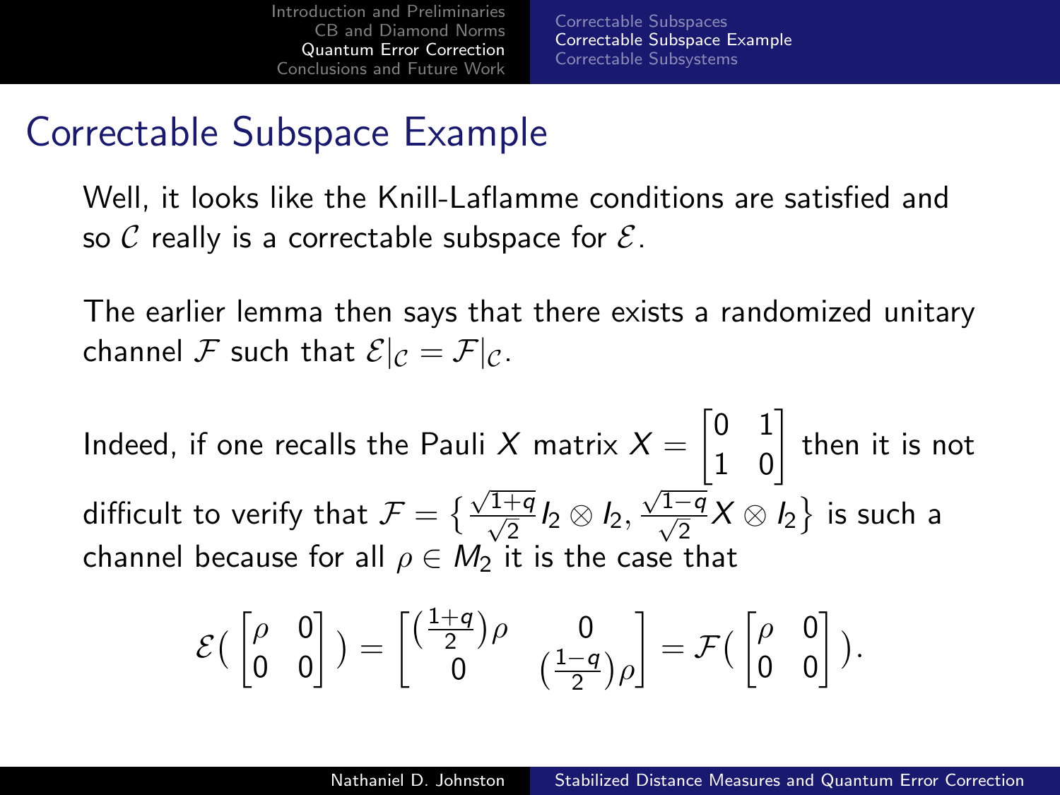# Correctable Subspace Example

Well, it looks like the Knill-Laflamme conditions are satisfied and so $\mathcal{C}$ really is a correctable subspace for $\mathcal{E}$.

The earlier lemma then says that there exists a randomized unitary channel $\mathcal{F}$ such that $\mathcal{E}|_{\mathcal{C}} = \mathcal{F}|_{\mathcal{C}}$.

Indeed, if one recalls the Pauli $X$ matrix $X = \begin{bmatrix} 0 & 1 \\ 1 & 0 \end{bmatrix}$ then it is not difficult to verify that $\mathcal{F} = \big\{ \frac{\sqrt{1+q}}{\sqrt{2}} I_2 \otimes I_2, \frac{\sqrt{1-q}}{\sqrt{2}} X \otimes I_2 \big\}$ is such a channel because for all $\rho \in M_2$ it is the case that

$$\mathcal{E}\big( \begin{bmatrix} \rho & 0 \\ 0 & 0 \end{bmatrix} \big) = \begin{bmatrix} \big(\frac{1+q}{2}\big)\rho & 0 \\ 0 & \big(\frac{1-q}{2}\big)\rho \end{bmatrix} = \mathcal{F}\big( \begin{bmatrix} \rho & 0 \\ 0 & 0 \end{bmatrix} \big).$$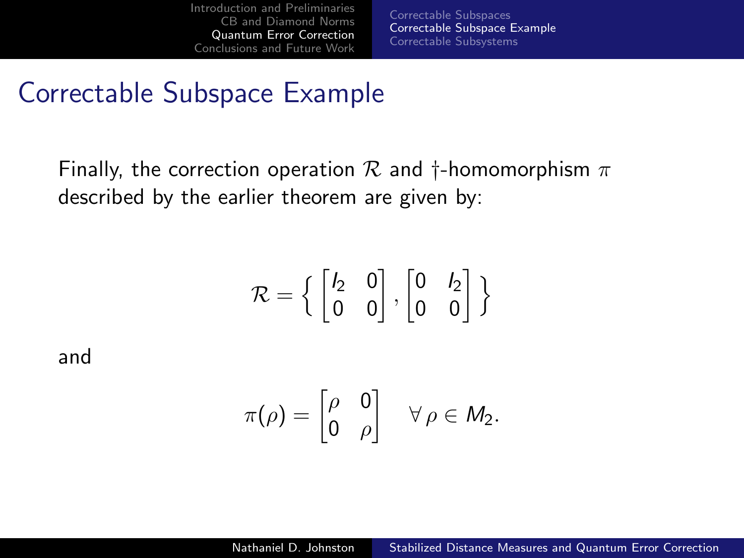# Correctable Subspace Example

Finally, the correction operation $\mathcal{R}$ and $\dagger$-homomorphism $\pi$ described by the earlier theorem are given by:

$$\mathcal{R} = \left\{ \begin{bmatrix} I_2 & 0 \\ 0 & 0 \end{bmatrix}, \begin{bmatrix} 0 & I_2 \\ 0 & 0 \end{bmatrix} \right\}$$

and

$$\pi(\rho) = \begin{bmatrix} \rho & 0 \\ 0 & \rho \end{bmatrix} \quad \forall \, \rho \in M_2.$$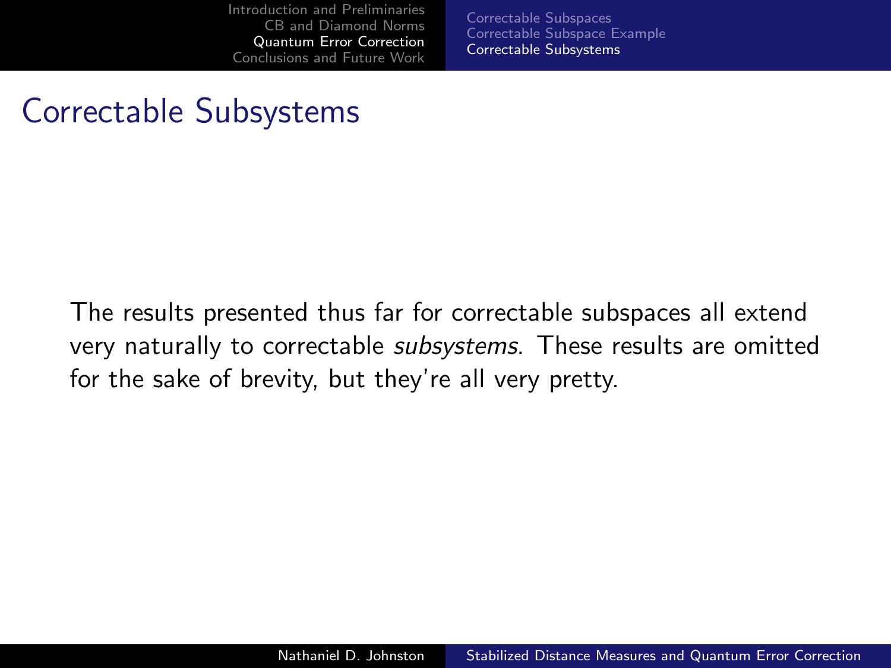# Correctable Subsystems

The results presented thus far for correctable subspaces all extend very naturally to correctable *subsystems*. These results are omitted for the sake of brevity, but they're all very pretty.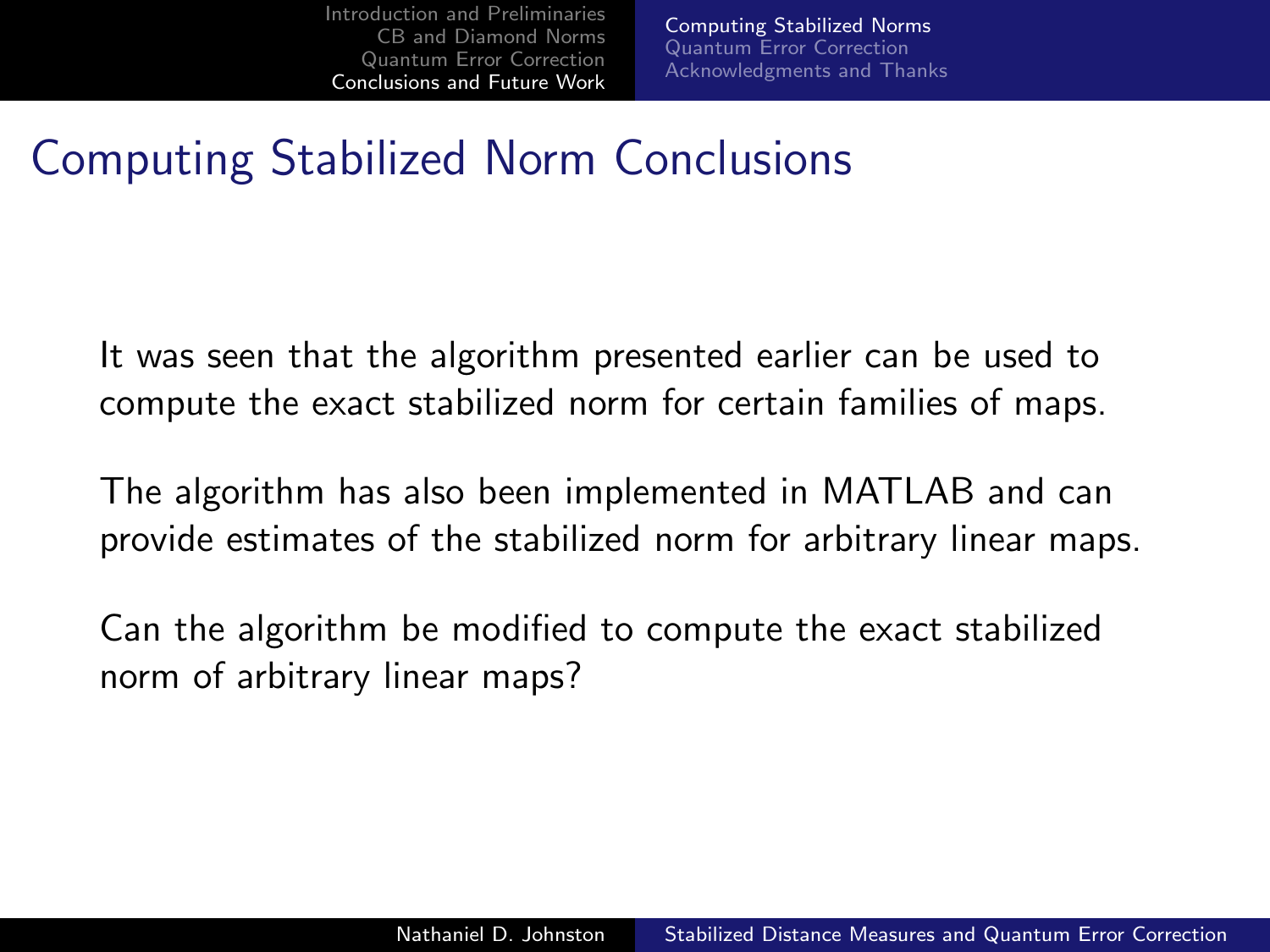# Computing Stabilized Norm Conclusions

It was seen that the algorithm presented earlier can be used to compute the exact stabilized norm for certain families of maps.

The algorithm has also been implemented in MATLAB and can provide estimates of the stabilized norm for arbitrary linear maps.

Can the algorithm be modified to compute the exact stabilized norm of arbitrary linear maps?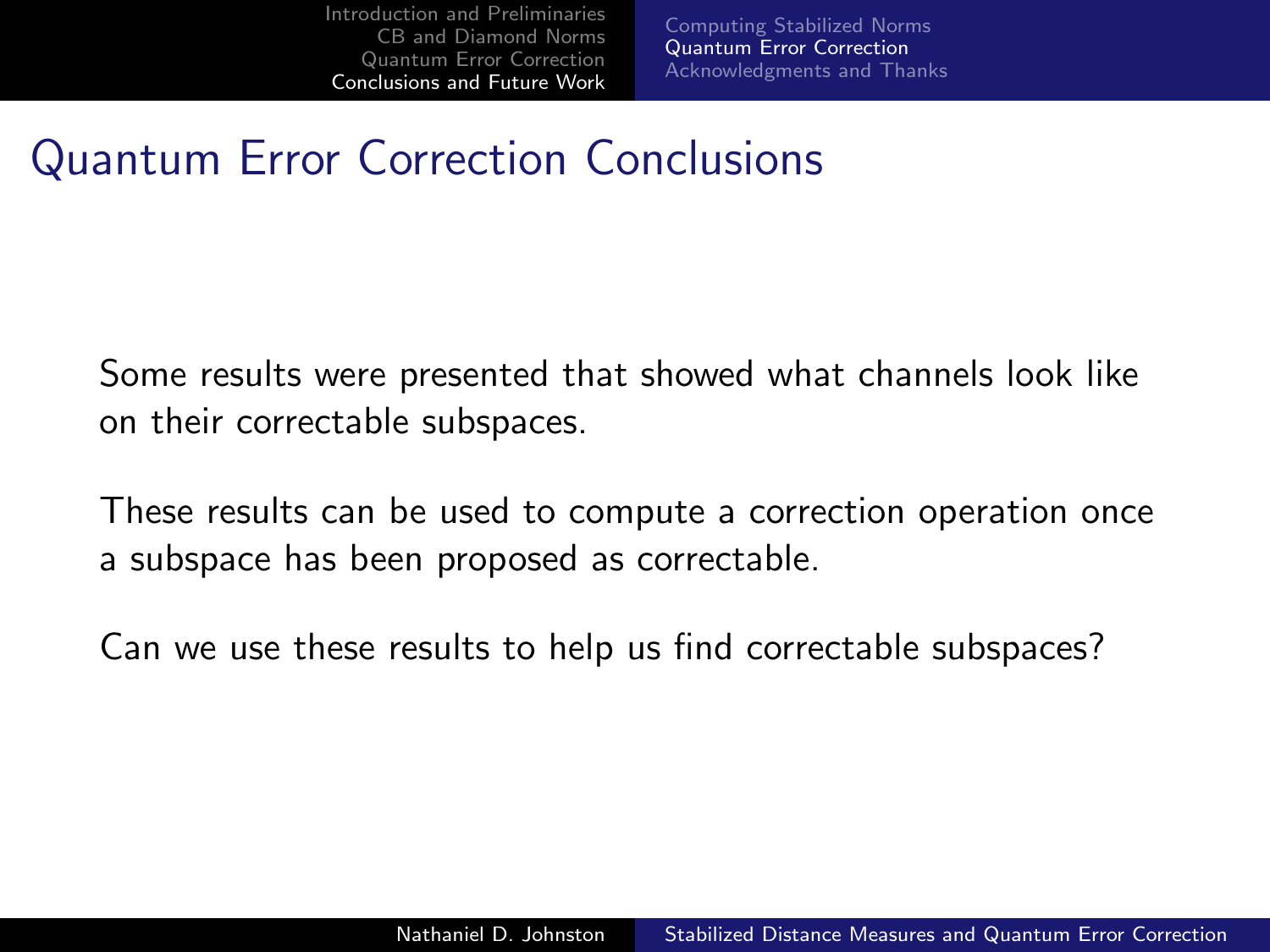# Quantum Error Correction Conclusions

Some results were presented that showed what channels look like on their correctable subspaces.

These results can be used to compute a correction operation once a subspace has been proposed as correctable.

Can we use these results to help us find correctable subspaces?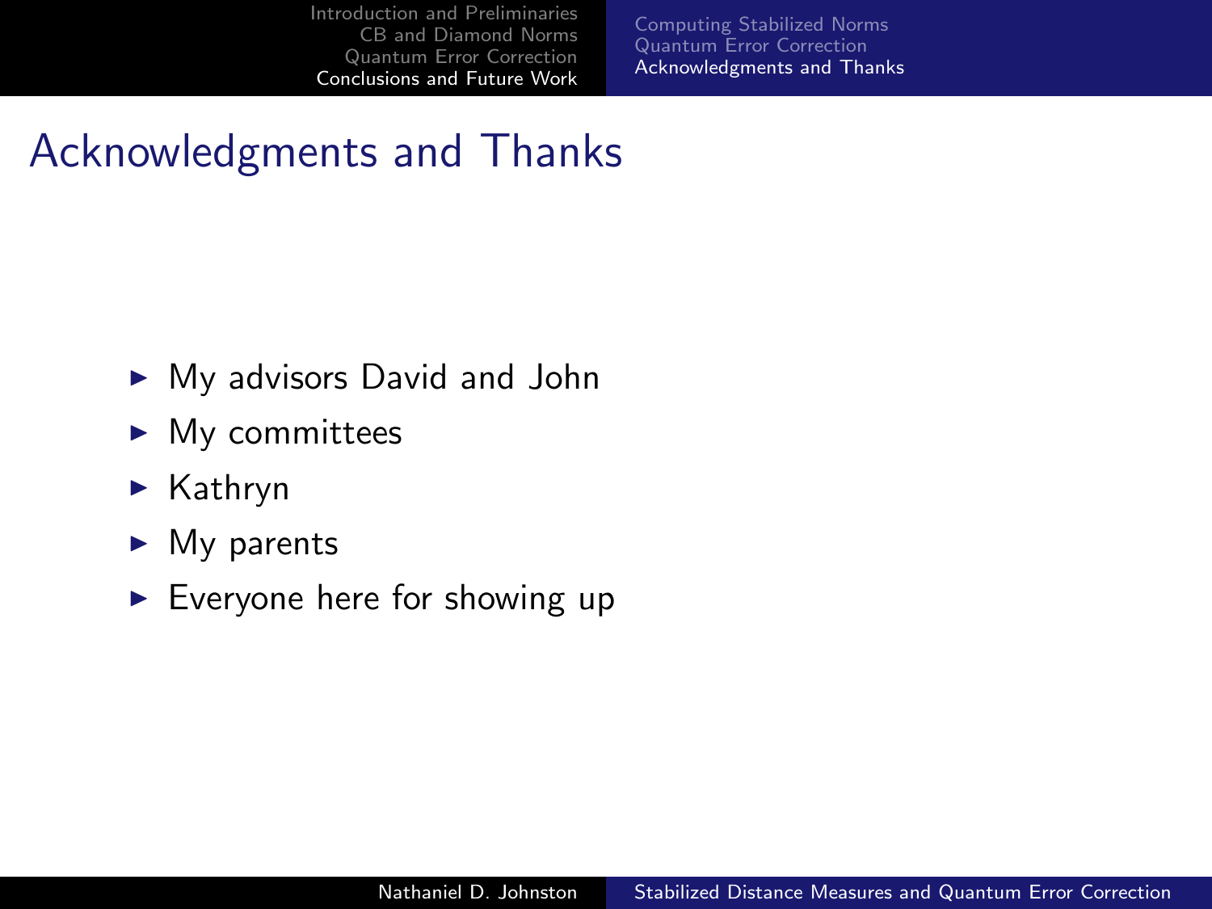# Acknowledgments and Thanks

- My advisors David and John
- My committees
- Kathryn
- My parents
- Everyone here for showing up